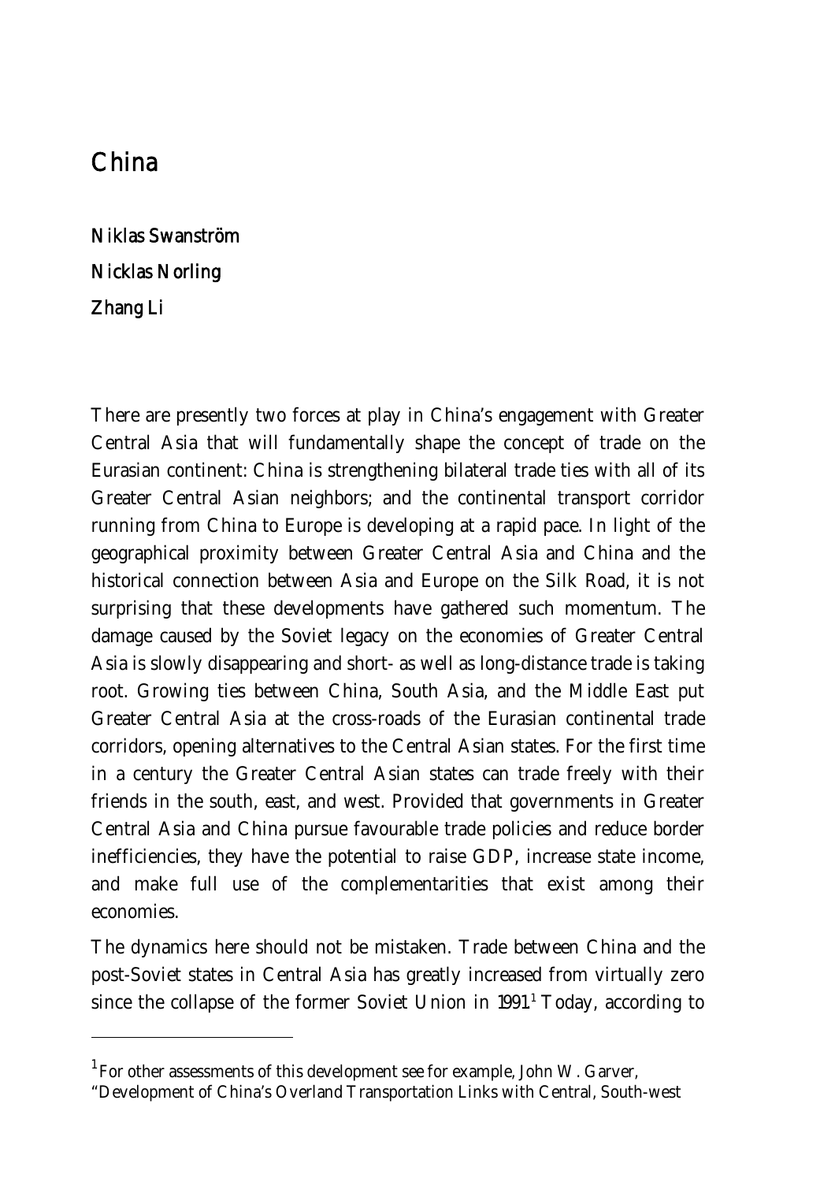# China

**Niklas Swanström**

**Nicklas Norling**

**Zhang Li**

There are presently two forces at play in China's engagement with Greater Central Asia that will fundamentally shape the concept of trade on the Eurasian continent: China is strengthening bilateral trade ties with all of its Greater Central Asian neighbors; and the continental transport corridor running from China to Europe is developing at a rapid pace. In light of the geographical proximity between Greater Central Asia and China and the historical connection between Asia and Europe on the Silk Road, it is not surprising that these developments have gathered such momentum. The damage caused by the Soviet legacy on the economies of Greater Central Asia is slowly disappearing and short- as well as long-distance trade is taking root. Growing ties between China, South Asia, and the Middle East put Greater Central Asia at the cross-roads of the Eurasian continental trade corridors, opening alternatives to the Central Asian states. For the first time in a century the Greater Central Asian states can trade freely with their friends in the south, east, and west. Provided that governments in Greater Central Asia and China pursue favourable trade policies and reduce border inefficiencies, they have the potential to raise GDP, increase state income, and make full use of the complementarities that exist among their economies.

The dynamics here should not be mistaken. Trade between China and the post-Soviet states in Central Asia has greatly increased from virtually zero since the collapse of the former Soviet Union in 1991.[1] Today, according to

---

[1] For other assessments of this development see for example, John W. Garver, "Development of China's Overland Transportation Links with Central, South-west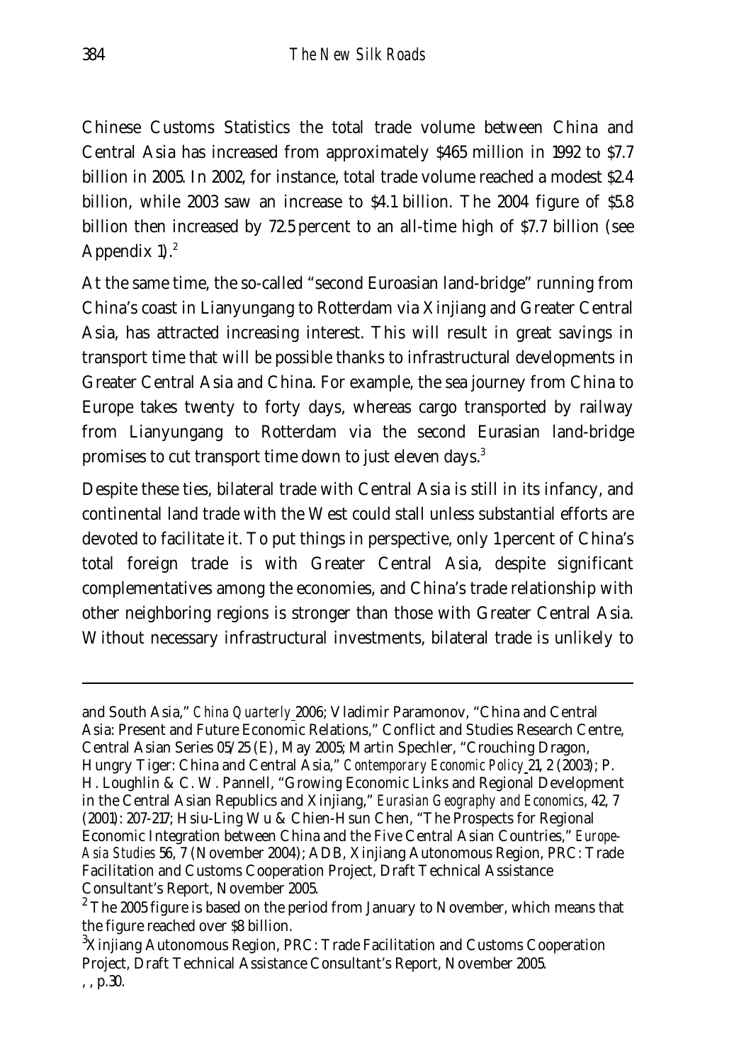Chinese Customs Statistics the total trade volume between China and Central Asia has increased from approximately $465 million in 1992 to $7.7 billion in 2005. In 2002, for instance, total trade volume reached a modest $2.4 billion, while 2003 saw an increase to $4.1 billion. The 2004 figure of $5.8 billion then increased by 72.5 percent to an all-time high of $7.7 billion (see Appendix 1).[2]

At the same time, the so-called "second Euroasian land-bridge" running from China's coast in Lianyungang to Rotterdam via Xinjiang and Greater Central Asia, has attracted increasing interest. This will result in great savings in transport time that will be possible thanks to infrastructural developments in Greater Central Asia and China. For example, the sea journey from China to Europe takes twenty to forty days, whereas cargo transported by railway from Lianyungang to Rotterdam via the second Eurasian land-bridge promises to cut transport time down to just eleven days.[3]

Despite these ties, bilateral trade with Central Asia is still in its infancy, and continental land trade with the West could stall unless substantial efforts are devoted to facilitate it. To put things in perspective, only 1 percent of China's total foreign trade is with Greater Central Asia, despite significant complementatives among the economies, and China's trade relationship with other neighboring regions is stronger than those with Greater Central Asia. Without necessary infrastructural investments, bilateral trade is unlikely to

---

and South Asia," *China Quarterly* 2006; Vladimir Paramonov, "China and Central Asia: Present and Future Economic Relations," Conflict and Studies Research Centre, Central Asian Series 05/25 (E), May 2005; Martin Spechler, "Crouching Dragon, Hungry Tiger: China and Central Asia," *Contemporary Economic Policy* 21, 2 (2003); P. H. Loughlin & C. W. Pannell, "Growing Economic Links and Regional Development in the Central Asian Republics and Xinjiang," *Eurasian Geography and Economics*, 42, 7 (2001): 207-217; Hsiu-Ling Wu & Chien-Hsun Chen, "The Prospects for Regional Economic Integration between China and the Five Central Asian Countries," *Europe-Asia Studies* 56, 7 (November 2004); ADB, Xinjiang Autonomous Region, PRC: Trade Facilitation and Customs Cooperation Project, Draft Technical Assistance Consultant's Report, November 2005.

[2] The 2005 figure is based on the period from January to November, which means that the figure reached over $8 billion.

[3] Xinjiang Autonomous Region, PRC: Trade Facilitation and Customs Cooperation Project, Draft Technical Assistance Consultant's Report, November 2005. , , p.30.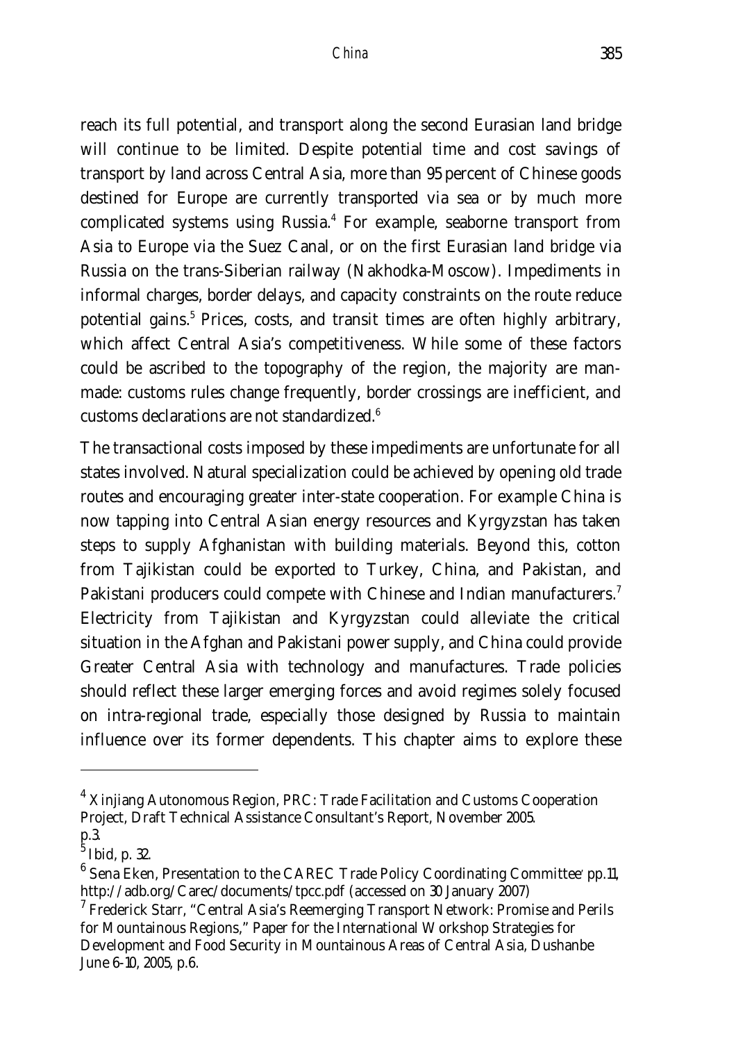reach its full potential, and transport along the second Eurasian land bridge will continue to be limited. Despite potential time and cost savings of transport by land across Central Asia, more than 95 percent of Chinese goods destined for Europe are currently transported via sea or by much more complicated systems using Russia.[4] For example, seaborne transport from Asia to Europe via the Suez Canal, or on the first Eurasian land bridge via Russia on the trans-Siberian railway (Nakhodka-Moscow). Impediments in informal charges, border delays, and capacity constraints on the route reduce potential gains.[5] Prices, costs, and transit times are often highly arbitrary, which affect Central Asia's competitiveness. While some of these factors could be ascribed to the topography of the region, the majority are man-made: customs rules change frequently, border crossings are inefficient, and customs declarations are not standardized.[6]

The transactional costs imposed by these impediments are unfortunate for all states involved. Natural specialization could be achieved by opening old trade routes and encouraging greater inter-state cooperation. For example China is now tapping into Central Asian energy resources and Kyrgyzstan has taken steps to supply Afghanistan with building materials. Beyond this, cotton from Tajikistan could be exported to Turkey, China, and Pakistan, and Pakistani producers could compete with Chinese and Indian manufacturers.[7] Electricity from Tajikistan and Kyrgyzstan could alleviate the critical situation in the Afghan and Pakistani power supply, and China could provide Greater Central Asia with technology and manufactures. Trade policies should reflect these larger emerging forces and avoid regimes solely focused on intra-regional trade, especially those designed by Russia to maintain influence over its former dependents. This chapter aims to explore these

---

[4] Xinjiang Autonomous Region, PRC: Trade Facilitation and Customs Cooperation Project, Draft Technical Assistance Consultant's Report, November 2005. p.3.

[5] Ibid, p. 32.

[6] Sena Eken, Presentation to the CAREC Trade Policy Coordinating Committee' pp.11, http://adb.org/Carec/documents/tpcc.pdf (accessed on 30 January 2007)

[7] Frederick Starr, "Central Asia's Reemerging Transport Network: Promise and Perils for Mountainous Regions," Paper for the International Workshop Strategies for Development and Food Security in Mountainous Areas of Central Asia, Dushanbe June 6-10, 2005, p.6.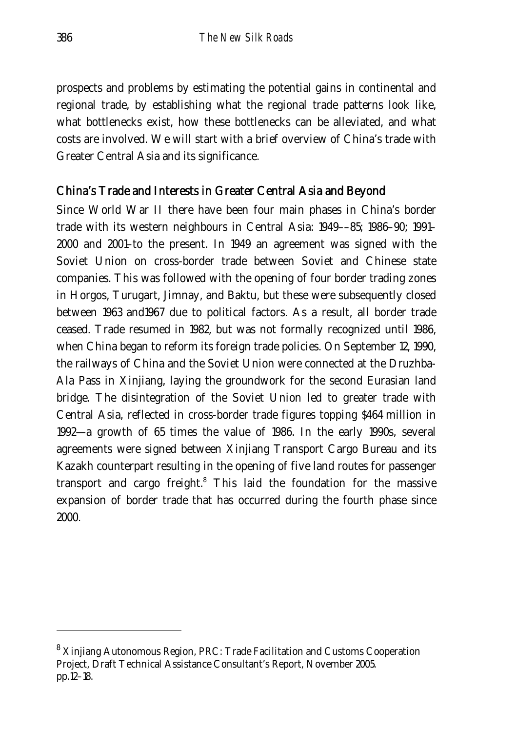prospects and problems by estimating the potential gains in continental and regional trade, by establishing what the regional trade patterns look like, what bottlenecks exist, how these bottlenecks can be alleviated, and what costs are involved. We will start with a brief overview of China's trade with Greater Central Asia and its significance.

## China's Trade and Interests in Greater Central Asia and Beyond

Since World War II there have been four main phases in China's border trade with its western neighbours in Central Asia: 1949––85; 1986–90; 1991–2000 and 2001-to the present. In 1949 an agreement was signed with the Soviet Union on cross-border trade between Soviet and Chinese state companies. This was followed with the opening of four border trading zones in Horgos, Turugart, Jimnay, and Baktu, but these were subsequently closed between 1963 and1967 due to political factors. As a result, all border trade ceased. Trade resumed in 1982, but was not formally recognized until 1986, when China began to reform its foreign trade policies. On September 12, 1990, the railways of China and the Soviet Union were connected at the Druzhba-Ala Pass in Xinjiang, laying the groundwork for the second Eurasian land bridge. The disintegration of the Soviet Union led to greater trade with Central Asia, reflected in cross-border trade figures topping $464 million in 1992—a growth of 65 times the value of 1986. In the early 1990s, several agreements were signed between Xinjiang Transport Cargo Bureau and its Kazakh counterpart resulting in the opening of five land routes for passenger transport and cargo freight.[8] This laid the foundation for the massive expansion of border trade that has occurred during the fourth phase since 2000.

---

[8] Xinjiang Autonomous Region, PRC: Trade Facilitation and Customs Cooperation Project, Draft Technical Assistance Consultant's Report, November 2005. pp.12–18.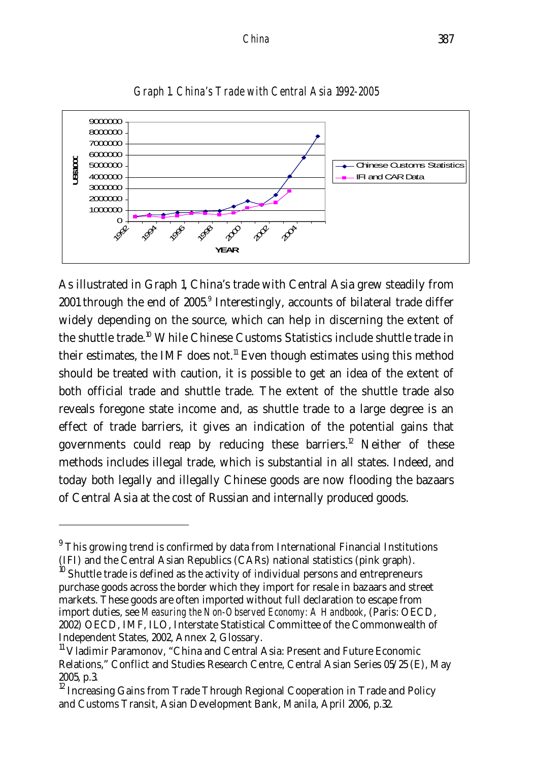*Graph 1. China's Trade with Central Asia 1992-2005*

As illustrated in Graph 1, China's trade with Central Asia grew steadily from 2001 through the end of 2005.[9] Interestingly, accounts of bilateral trade differ widely depending on the source, which can help in discerning the extent of the shuttle trade.[10] While Chinese Customs Statistics include shuttle trade in their estimates, the IMF does not.[11] Even though estimates using this method should be treated with caution, it is possible to get an idea of the extent of both official trade and shuttle trade. The extent of the shuttle trade also reveals foregone state income and, as shuttle trade to a large degree is an effect of trade barriers, it gives an indication of the potential gains that governments could reap by reducing these barriers.[12] Neither of these methods includes illegal trade, which is substantial in all states. Indeed, and today both legally and illegally Chinese goods are now flooding the bazaars of Central Asia at the cost of Russian and internally produced goods.

---

[9] This growing trend is confirmed by data from International Financial Institutions (IFI) and the Central Asian Republics (CARs) national statistics (pink graph).

[10] Shuttle trade is defined as the activity of individual persons and entrepreneurs purchase goods across the border which they import for resale in bazaars and street markets. These goods are often imported without full declaration to escape from import duties, see *Measuring the Non-Observed Economy: A Handbook*, (Paris: OECD, 2002) OECD, IMF, ILO, Interstate Statistical Committee of the Commonwealth of Independent States, 2002, Annex 2, Glossary.

[11] Vladimir Paramonov, "China and Central Asia: Present and Future Economic Relations," Conflict and Studies Research Centre, Central Asian Series 05/25 (E), May 2005, p.3.

[12] Increasing Gains from Trade Through Regional Cooperation in Trade and Policy and Customs Transit, Asian Development Bank, Manila, April 2006, p.32.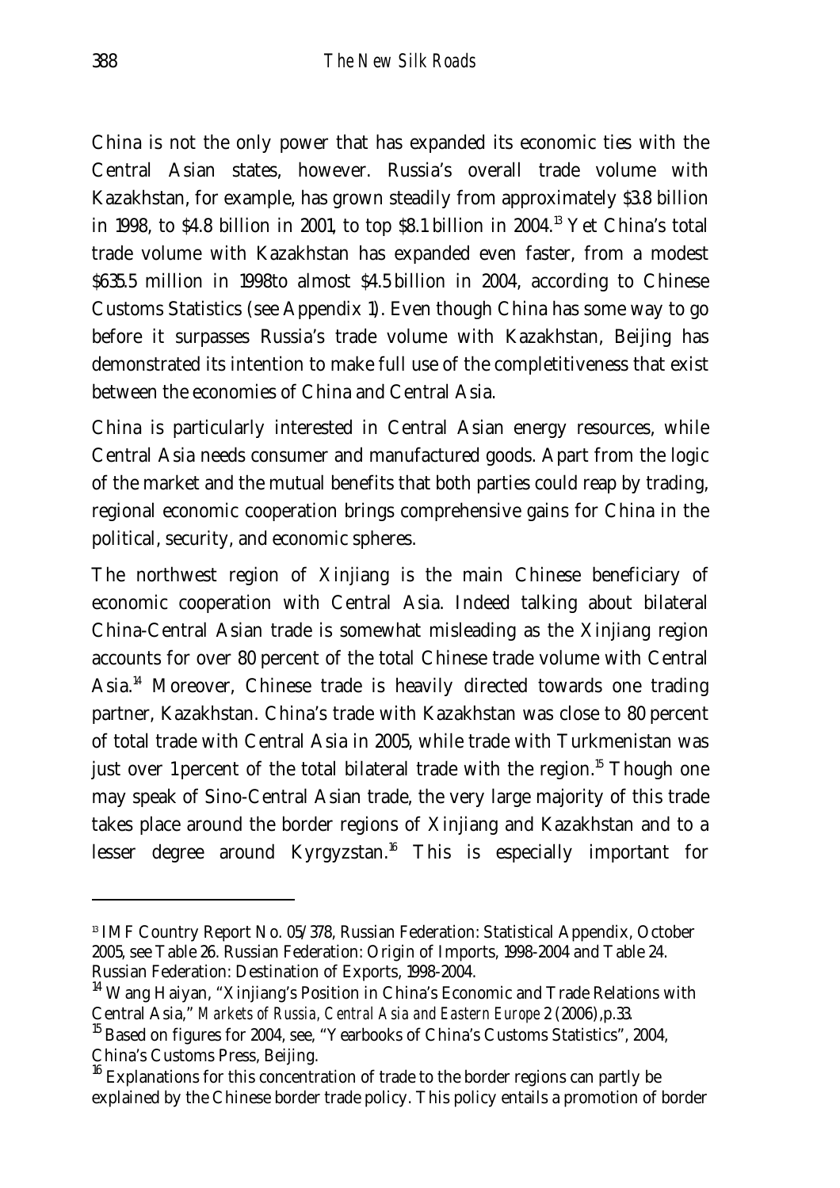China is not the only power that has expanded its economic ties with the Central Asian states, however. Russia's overall trade volume with Kazakhstan, for example, has grown steadily from approximately $3.8 billion in 1998, to $4.8 billion in 2001, to top $8.1 billion in 2004.[13] Yet China's total trade volume with Kazakhstan has expanded even faster, from a modest $635.5 million in 1998to almost $4.5 billion in 2004, according to Chinese Customs Statistics (see Appendix 1). Even though China has some way to go before it surpasses Russia's trade volume with Kazakhstan, Beijing has demonstrated its intention to make full use of the completitiveness that exist between the economies of China and Central Asia.

China is particularly interested in Central Asian energy resources, while Central Asia needs consumer and manufactured goods. Apart from the logic of the market and the mutual benefits that both parties could reap by trading, regional economic cooperation brings comprehensive gains for China in the political, security, and economic spheres.

The northwest region of Xinjiang is the main Chinese beneficiary of economic cooperation with Central Asia. Indeed talking about bilateral China-Central Asian trade is somewhat misleading as the Xinjiang region accounts for over 80 percent of the total Chinese trade volume with Central Asia.[14] Moreover, Chinese trade is heavily directed towards one trading partner, Kazakhstan. China's trade with Kazakhstan was close to 80 percent of total trade with Central Asia in 2005, while trade with Turkmenistan was just over 1 percent of the total bilateral trade with the region.[15] Though one may speak of Sino-Central Asian trade, the very large majority of this trade takes place around the border regions of Xinjiang and Kazakhstan and to a lesser degree around Kyrgyzstan.[16] This is especially important for

---

[13] IMF Country Report No. 05/378, Russian Federation: Statistical Appendix, October 2005, see Table 26. Russian Federation: Origin of Imports, 1998-2004 and Table 24. Russian Federation: Destination of Exports, 1998-2004.

[14] Wang Haiyan, "Xinjiang's Position in China's Economic and Trade Relations with Central Asia," *Markets of Russia, Central Asia and Eastern Europe* 2 (2006),p.33.

[15] Based on figures for 2004, see, "Yearbooks of China's Customs Statistics", 2004, China's Customs Press, Beijing.

[16] Explanations for this concentration of trade to the border regions can partly be explained by the Chinese border trade policy. This policy entails a promotion of border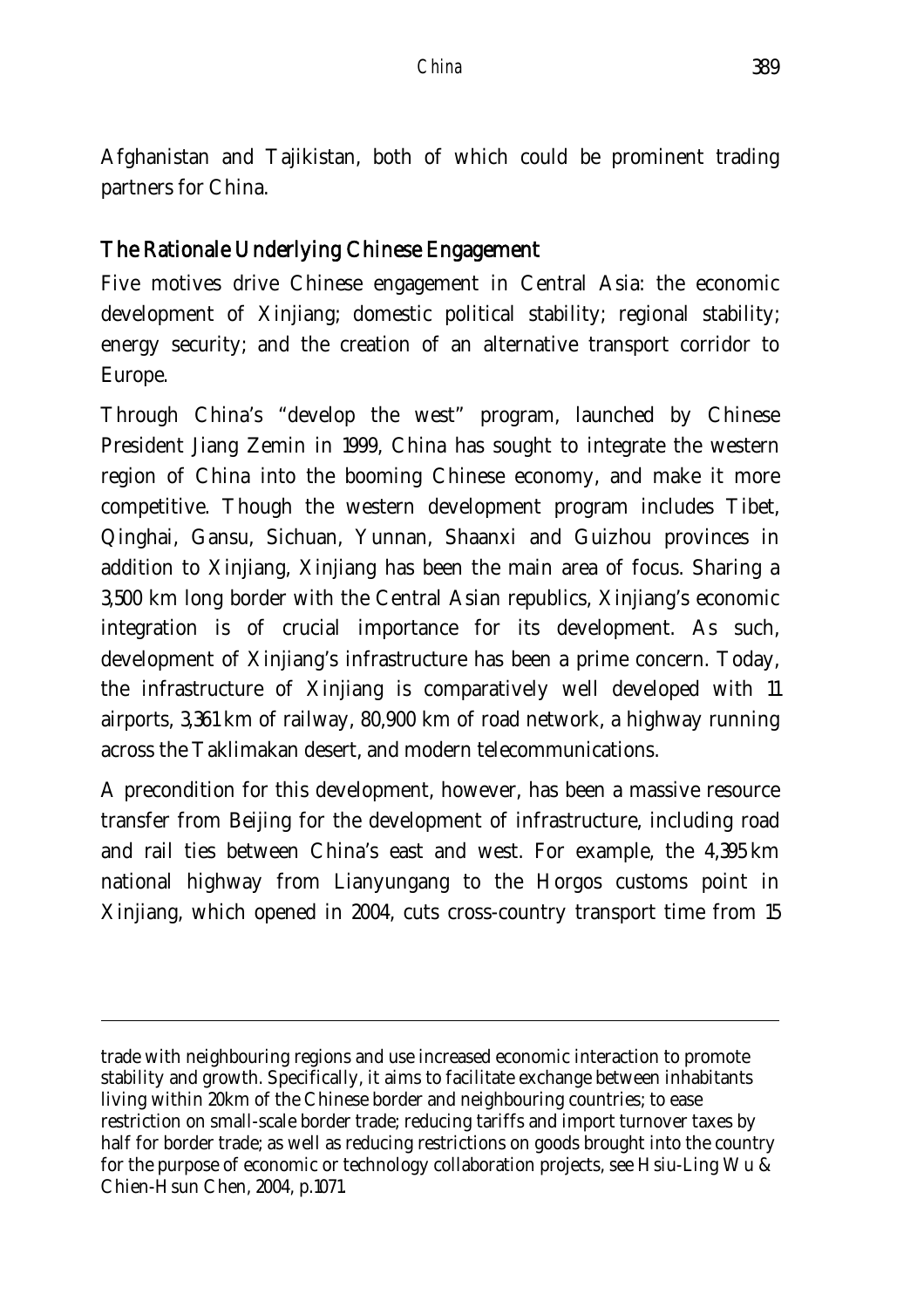Afghanistan and Tajikistan, both of which could be prominent trading partners for China.

## The Rationale Underlying Chinese Engagement

Five motives drive Chinese engagement in Central Asia: the economic development of Xinjiang; domestic political stability; regional stability; energy security; and the creation of an alternative transport corridor to Europe.

Through China's "develop the west" program, launched by Chinese President Jiang Zemin in 1999, China has sought to integrate the western region of China into the booming Chinese economy, and make it more competitive. Though the western development program includes Tibet, Qinghai, Gansu, Sichuan, Yunnan, Shaanxi and Guizhou provinces in addition to Xinjiang, Xinjiang has been the main area of focus. Sharing a 3,500 km long border with the Central Asian republics, Xinjiang's economic integration is of crucial importance for its development. As such, development of Xinjiang's infrastructure has been a prime concern. Today, the infrastructure of Xinjiang is comparatively well developed with 11 airports, 3,361 km of railway, 80,900 km of road network, a highway running across the Taklimakan desert, and modern telecommunications.

A precondition for this development, however, has been a massive resource transfer from Beijing for the development of infrastructure, including road and rail ties between China's east and west. For example, the 4,395 km national highway from Lianyungang to the Horgos customs point in Xinjiang, which opened in 2004, cuts cross-country transport time from 15

---

trade with neighbouring regions and use increased economic interaction to promote stability and growth. Specifically, it aims to facilitate exchange between inhabitants living within 20km of the Chinese border and neighbouring countries; to ease restriction on small-scale border trade; reducing tariffs and import turnover taxes by half for border trade; as well as reducing restrictions on goods brought into the country for the purpose of economic or technology collaboration projects, see Hsiu-Ling Wu & Chien-Hsun Chen, 2004, p.1071.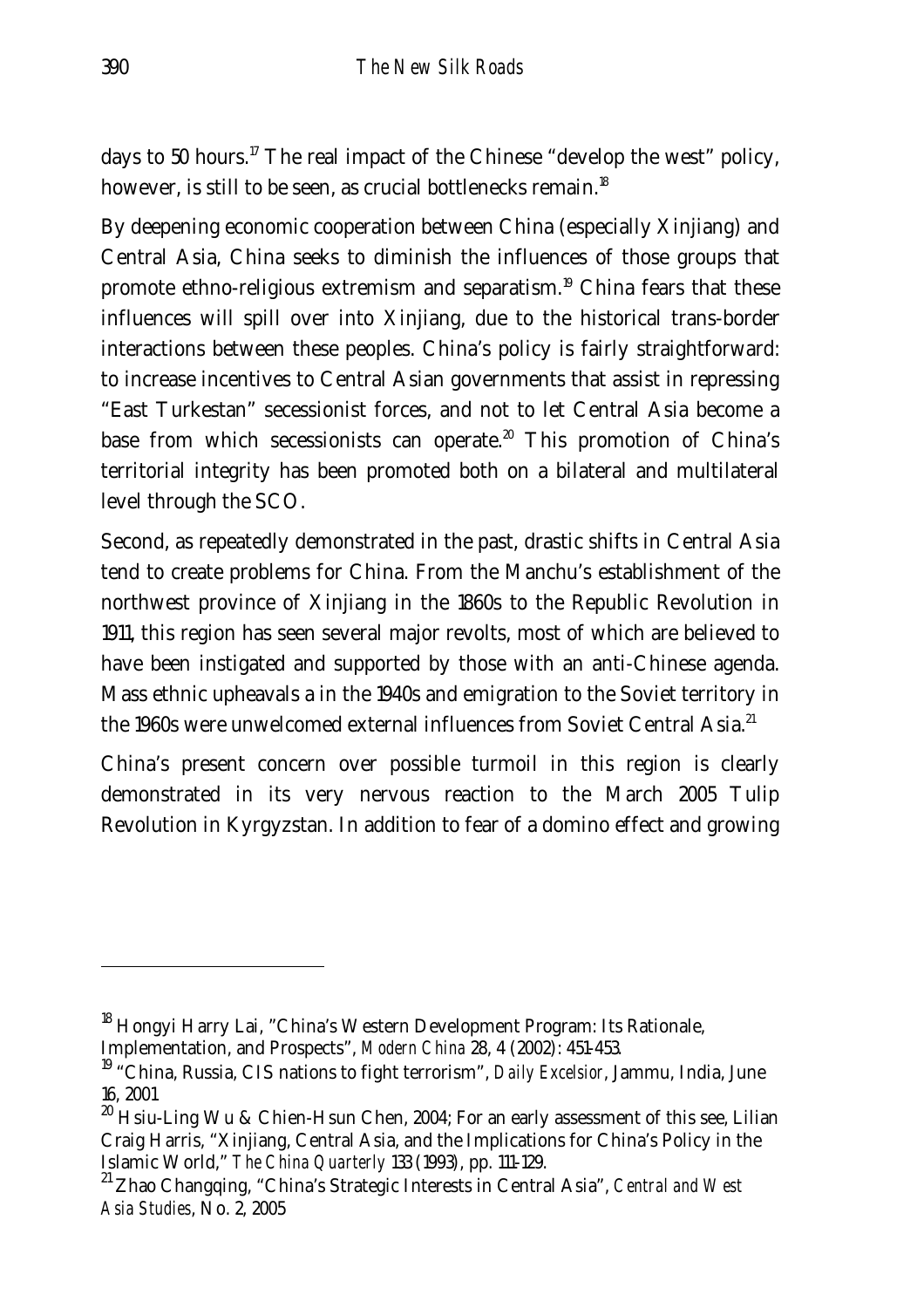days to 50 hours.[17] The real impact of the Chinese "develop the west" policy, however, is still to be seen, as crucial bottlenecks remain.[18]

By deepening economic cooperation between China (especially Xinjiang) and Central Asia, China seeks to diminish the influences of those groups that promote ethno-religious extremism and separatism.[19] China fears that these influences will spill over into Xinjiang, due to the historical trans-border interactions between these peoples. China's policy is fairly straightforward: to increase incentives to Central Asian governments that assist in repressing "East Turkestan" secessionist forces, and not to let Central Asia become a base from which secessionists can operate.[20] This promotion of China's territorial integrity has been promoted both on a bilateral and multilateral level through the SCO.

Second, as repeatedly demonstrated in the past, drastic shifts in Central Asia tend to create problems for China. From the Manchu's establishment of the northwest province of Xinjiang in the 1860s to the Republic Revolution in 1911, this region has seen several major revolts, most of which are believed to have been instigated and supported by those with an anti-Chinese agenda. Mass ethnic upheavals a in the 1940s and emigration to the Soviet territory in the 1960s were unwelcomed external influences from Soviet Central Asia.[21]

China's present concern over possible turmoil in this region is clearly demonstrated in its very nervous reaction to the March 2005 Tulip Revolution in Kyrgyzstan. In addition to fear of a domino effect and growing

---

[18] Hongyi Harry Lai, "China's Western Development Program: Its Rationale, Implementation, and Prospects", *Modern China* 28, 4 (2002): 451-453.

[19] "China, Russia, CIS nations to fight terrorism", *Daily Excelsior*, Jammu, India, June 16, 2001

[20] Hsiu-Ling Wu & Chien-Hsun Chen, 2004; For an early assessment of this see, Lilian Craig Harris, "Xinjiang, Central Asia, and the Implications for China's Policy in the Islamic World," *The China Quarterly* 133 (1993), pp. 111-129.

[21] Zhao Changqing, "China's Strategic Interests in Central Asia", *Central and West Asia Studies*, No. 2, 2005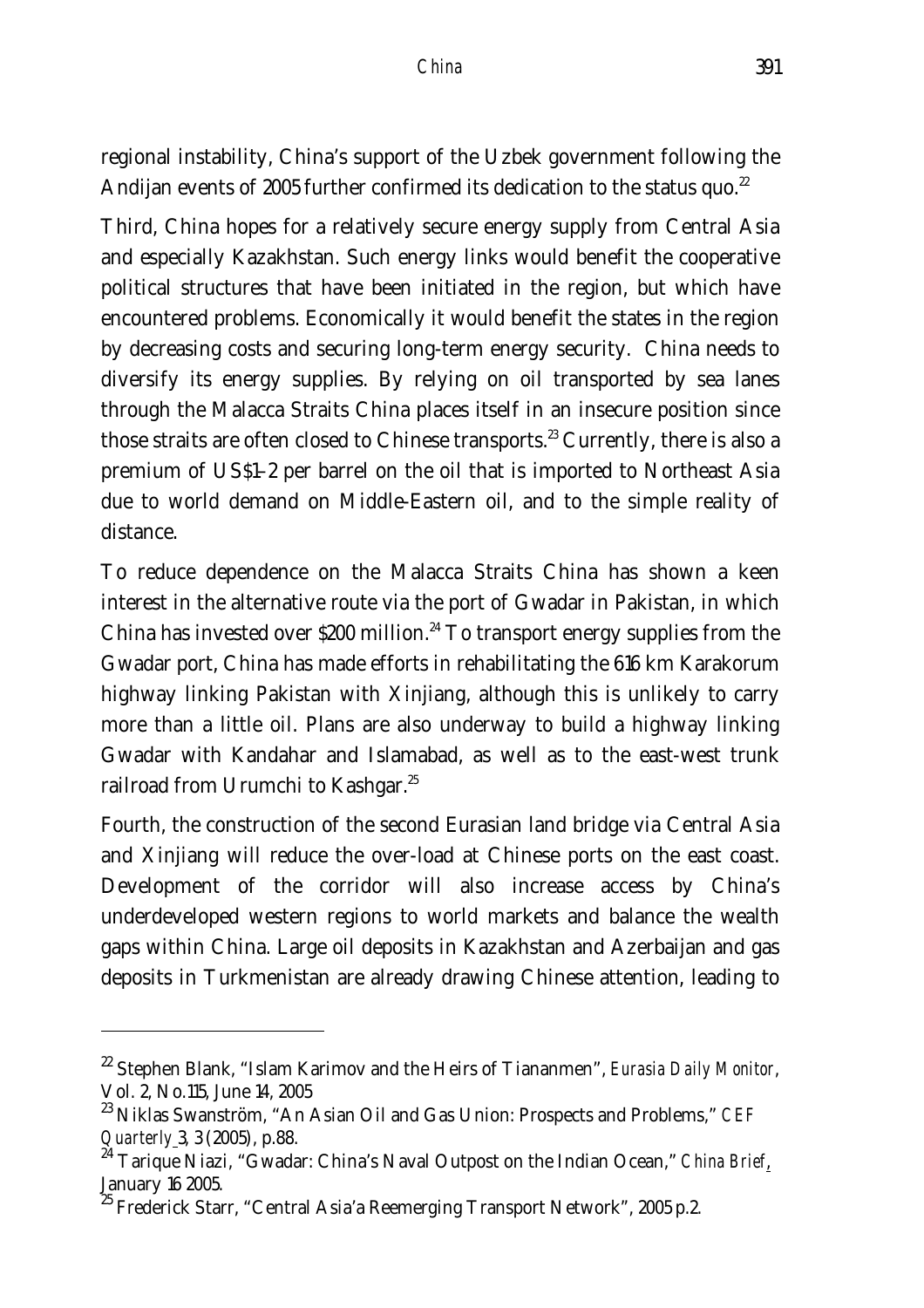regional instability, China's support of the Uzbek government following the Andijan events of 2005 further confirmed its dedication to the status quo.[22]

Third, China hopes for a relatively secure energy supply from Central Asia and especially Kazakhstan. Such energy links would benefit the cooperative political structures that have been initiated in the region, but which have encountered problems. Economically it would benefit the states in the region by decreasing costs and securing long-term energy security. China needs to diversify its energy supplies. By relying on oil transported by sea lanes through the Malacca Straits China places itself in an insecure position since those straits are often closed to Chinese transports.[23] Currently, there is also a premium of US$1-2 per barrel on the oil that is imported to Northeast Asia due to world demand on Middle-Eastern oil, and to the simple reality of distance.

To reduce dependence on the Malacca Straits China has shown a keen interest in the alternative route via the port of Gwadar in Pakistan, in which China has invested over $200 million.[24] To transport energy supplies from the Gwadar port, China has made efforts in rehabilitating the 616 km Karakorum highway linking Pakistan with Xinjiang, although this is unlikely to carry more than a little oil. Plans are also underway to build a highway linking Gwadar with Kandahar and Islamabad, as well as to the east-west trunk railroad from Urumchi to Kashgar.[25]

Fourth, the construction of the second Eurasian land bridge via Central Asia and Xinjiang will reduce the over-load at Chinese ports on the east coast. Development of the corridor will also increase access by China's underdeveloped western regions to world markets and balance the wealth gaps within China. Large oil deposits in Kazakhstan and Azerbaijan and gas deposits in Turkmenistan are already drawing Chinese attention, leading to

---

[22] Stephen Blank, "Islam Karimov and the Heirs of Tiananmen", *Eurasia Daily Monitor*, Vol. 2, No.115, June 14, 2005

[23] Niklas Swanström, "An Asian Oil and Gas Union: Prospects and Problems," *CEF Quarterly* 3, 3 (2005), p.88.

[24] Tarique Niazi, "Gwadar: China's Naval Outpost on the Indian Ocean," *China Brief*, January 16 2005.

[25] Frederick Starr, "Central Asia'a Reemerging Transport Network", 2005 p.2.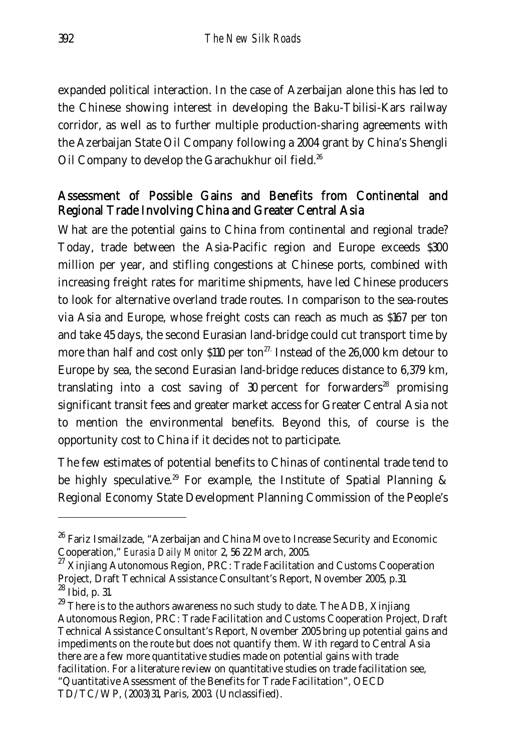expanded political interaction. In the case of Azerbaijan alone this has led to the Chinese showing interest in developing the Baku-Tbilisi-Kars railway corridor, as well as to further multiple production-sharing agreements with the Azerbaijan State Oil Company following a 2004 grant by China's Shengli Oil Company to develop the Garachukhur oil field.[26]

## Assessment of Possible Gains and Benefits from Continental and Regional Trade Involving China and Greater Central Asia

What are the potential gains to China from continental and regional trade? Today, trade between the Asia-Pacific region and Europe exceeds $300 million per year, and stifling congestions at Chinese ports, combined with increasing freight rates for maritime shipments, have led Chinese producers to look for alternative overland trade routes. In comparison to the sea-routes via Asia and Europe, whose freight costs can reach as much as $167 per ton and take 45 days, the second Eurasian land-bridge could cut transport time by more than half and cost only $110 per ton[27]. Instead of the 26,000 km detour to Europe by sea, the second Eurasian land-bridge reduces distance to 6,379 km, translating into a cost saving of 30 percent for forwarders[28] promising significant transit fees and greater market access for Greater Central Asia not to mention the environmental benefits. Beyond this, of course is the opportunity cost to China if it decides not to participate.

The few estimates of potential benefits to Chinas of continental trade tend to be highly speculative.[29] For example, the Institute of Spatial Planning & Regional Economy State Development Planning Commission of the People's

---

[26] Fariz Ismailzade, "Azerbaijan and China Move to Increase Security and Economic Cooperation," *Eurasia Daily Monitor* 2, 56 22 March, 2005.

[27] Xinjiang Autonomous Region, PRC: Trade Facilitation and Customs Cooperation Project, Draft Technical Assistance Consultant's Report, November 2005, p.31

[28] Ibid, p. 31.

[29] There is to the authors awareness no such study to date. The ADB, Xinjiang Autonomous Region, PRC: Trade Facilitation and Customs Cooperation Project, Draft Technical Assistance Consultant's Report, November 2005 bring up potential gains and impediments on the route but does not quantify them. With regard to Central Asia there are a few more quantitative studies made on potential gains with trade facilitation. For a literature review on quantitative studies on trade facilitation see, "Quantitative Assessment of the Benefits for Trade Facilitation", OECD TD/TC/WP, (2003)31, Paris, 2003. (Unclassified).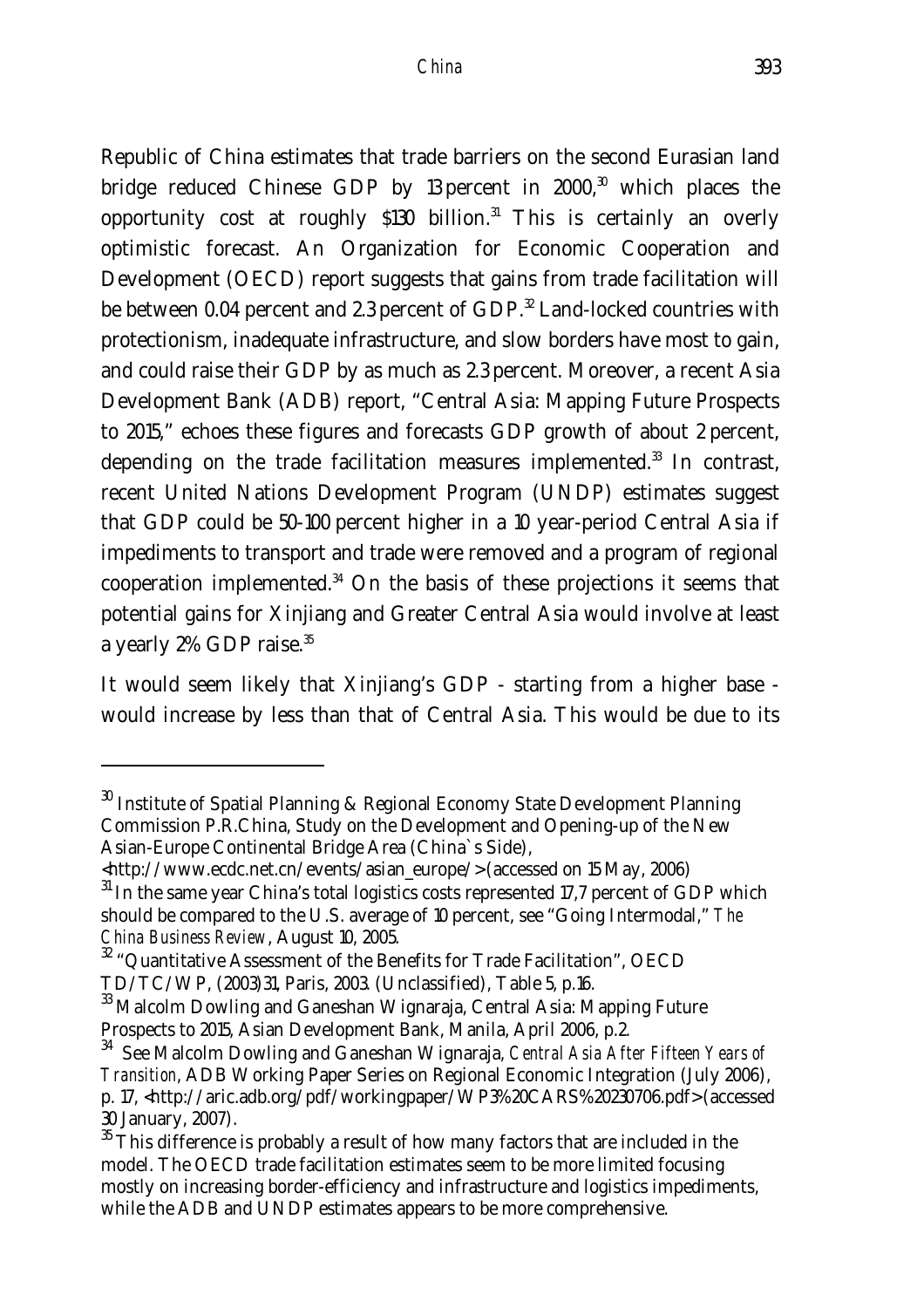Republic of China estimates that trade barriers on the second Eurasian land bridge reduced Chinese GDP by 13 percent in 2000,[30] which places the opportunity cost at roughly $130 billion.[31] This is certainly an overly optimistic forecast. An Organization for Economic Cooperation and Development (OECD) report suggests that gains from trade facilitation will be between 0.04 percent and 2.3 percent of GDP.[32] Land-locked countries with protectionism, inadequate infrastructure, and slow borders have most to gain, and could raise their GDP by as much as 2.3 percent. Moreover, a recent Asia Development Bank (ADB) report, "Central Asia: Mapping Future Prospects to 2015," echoes these figures and forecasts GDP growth of about 2 percent, depending on the trade facilitation measures implemented.[33] In contrast, recent United Nations Development Program (UNDP) estimates suggest that GDP could be 50-100 percent higher in a 10 year-period Central Asia if impediments to transport and trade were removed and a program of regional cooperation implemented.[34] On the basis of these projections it seems that potential gains for Xinjiang and Greater Central Asia would involve at least a yearly 2% GDP raise.[35]

It would seem likely that Xinjiang's GDP - starting from a higher base - would increase by less than that of Central Asia. This would be due to its

---

[30] Institute of Spatial Planning & Regional Economy State Development Planning Commission P.R.China, Study on the Development and Opening-up of the New Asian-Europe Continental Bridge Area (China`s Side), <http://www.ecdc.net.cn/events/asian_europe/> (accessed on 15 May, 2006)

[31] In the same year China's total logistics costs represented 17,7 percent of GDP which should be compared to the U.S. average of 10 percent, see "Going Intermodal," *The China Business Review*, August 10, 2005.

[32] "Quantitative Assessment of the Benefits for Trade Facilitation", OECD TD/TC/WP, (2003)31, Paris, 2003. (Unclassified), Table 5, p.16.

[33] Malcolm Dowling and Ganeshan Wignaraja, Central Asia: Mapping Future Prospects to 2015, Asian Development Bank, Manila, April 2006, p.2.

[34] See Malcolm Dowling and Ganeshan Wignaraja, *Central Asia After Fifteen Years of Transition*, ADB Working Paper Series on Regional Economic Integration (July 2006), p. 17, <http://aric.adb.org/pdf/workingpaper/WP3%20CARS%20230706.pdf> (accessed 30 January, 2007).

[35] This difference is probably a result of how many factors that are included in the model. The OECD trade facilitation estimates seem to be more limited focusing mostly on increasing border-efficiency and infrastructure and logistics impediments, while the ADB and UNDP estimates appears to be more comprehensive.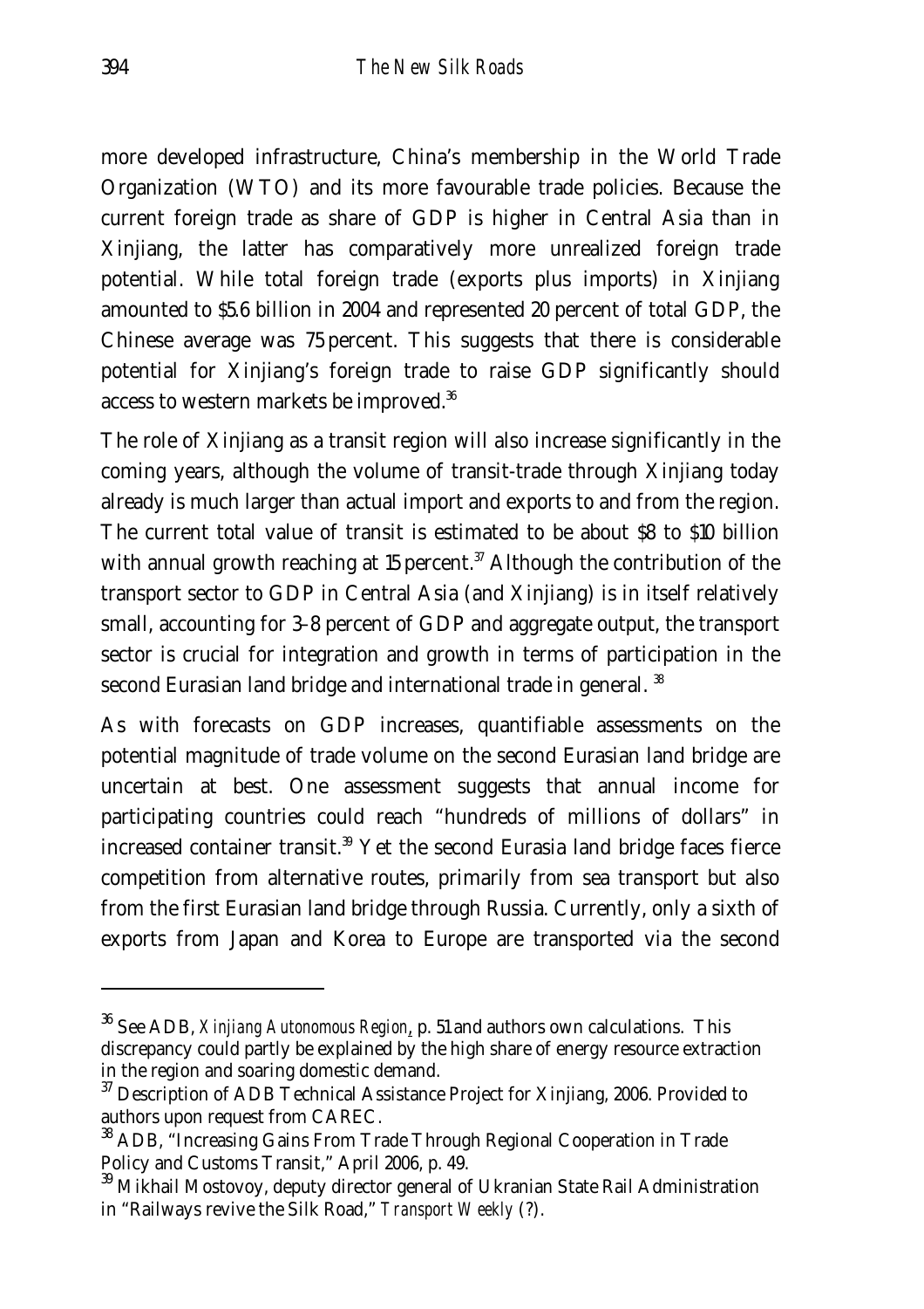more developed infrastructure, China's membership in the World Trade Organization (WTO) and its more favourable trade policies. Because the current foreign trade as share of GDP is higher in Central Asia than in Xinjiang, the latter has comparatively more unrealized foreign trade potential. While total foreign trade (exports plus imports) in Xinjiang amounted to $5.6 billion in 2004 and represented 20 percent of total GDP, the Chinese average was 75 percent. This suggests that there is considerable potential for Xinjiang's foreign trade to raise GDP significantly should access to western markets be improved.[36]

The role of Xinjiang as a transit region will also increase significantly in the coming years, although the volume of transit-trade through Xinjiang today already is much larger than actual import and exports to and from the region. The current total value of transit is estimated to be about $8 to $10 billion with annual growth reaching at 15 percent.[37] Although the contribution of the transport sector to GDP in Central Asia (and Xinjiang) is in itself relatively small, accounting for 3-8 percent of GDP and aggregate output, the transport sector is crucial for integration and growth in terms of participation in the second Eurasian land bridge and international trade in general.[38]

As with forecasts on GDP increases, quantifiable assessments on the potential magnitude of trade volume on the second Eurasian land bridge are uncertain at best. One assessment suggests that annual income for participating countries could reach "hundreds of millions of dollars" in increased container transit.[39] Yet the second Eurasia land bridge faces fierce competition from alternative routes, primarily from sea transport but also from the first Eurasian land bridge through Russia. Currently, only a sixth of exports from Japan and Korea to Europe are transported via the second

---

[36] See ADB, *Xinjiang Autonomous Region*, p. 51 and authors own calculations. This discrepancy could partly be explained by the high share of energy resource extraction in the region and soaring domestic demand.

[37] Description of ADB Technical Assistance Project for Xinjiang, 2006. Provided to authors upon request from CAREC.

[38] ADB, "Increasing Gains From Trade Through Regional Cooperation in Trade Policy and Customs Transit," April 2006, p. 49.

[39] Mikhail Mostovoy, deputy director general of Ukranian State Rail Administration in "Railways revive the Silk Road," *Transport Weekly* (?).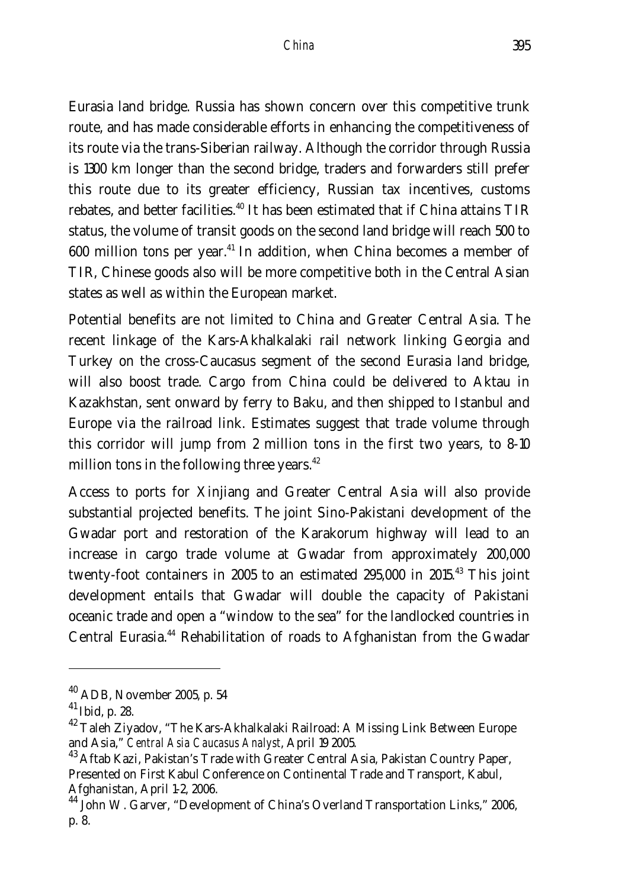Eurasia land bridge. Russia has shown concern over this competitive trunk route, and has made considerable efforts in enhancing the competitiveness of its route via the trans-Siberian railway. Although the corridor through Russia is 1300 km longer than the second bridge, traders and forwarders still prefer this route due to its greater efficiency, Russian tax incentives, customs rebates, and better facilities.[40] It has been estimated that if China attains TIR status, the volume of transit goods on the second land bridge will reach 500 to 600 million tons per year.[41] In addition, when China becomes a member of TIR, Chinese goods also will be more competitive both in the Central Asian states as well as within the European market.

Potential benefits are not limited to China and Greater Central Asia. The recent linkage of the Kars-Akhalkalaki rail network linking Georgia and Turkey on the cross-Caucasus segment of the second Eurasia land bridge, will also boost trade. Cargo from China could be delivered to Aktau in Kazakhstan, sent onward by ferry to Baku, and then shipped to Istanbul and Europe via the railroad link. Estimates suggest that trade volume through this corridor will jump from 2 million tons in the first two years, to 8-10 million tons in the following three years.[42]

Access to ports for Xinjiang and Greater Central Asia will also provide substantial projected benefits. The joint Sino-Pakistani development of the Gwadar port and restoration of the Karakorum highway will lead to an increase in cargo trade volume at Gwadar from approximately 200,000 twenty-foot containers in 2005 to an estimated 295,000 in 2015.[43] This joint development entails that Gwadar will double the capacity of Pakistani oceanic trade and open a "window to the sea" for the landlocked countries in Central Eurasia.[44] Rehabilitation of roads to Afghanistan from the Gwadar

---

[40] ADB, November 2005, p. 54

[41] Ibid, p. 28.

[42] Taleh Ziyadov, "The Kars-Akhalkalaki Railroad: A Missing Link Between Europe and Asia," *Central Asia Caucasus Analyst*, April 19 2005.

[43] Aftab Kazi, Pakistan's Trade with Greater Central Asia, Pakistan Country Paper, Presented on First Kabul Conference on Continental Trade and Transport, Kabul, Afghanistan, April 1-2, 2006.

[44] John W. Garver, "Development of China's Overland Transportation Links," 2006, p. 8.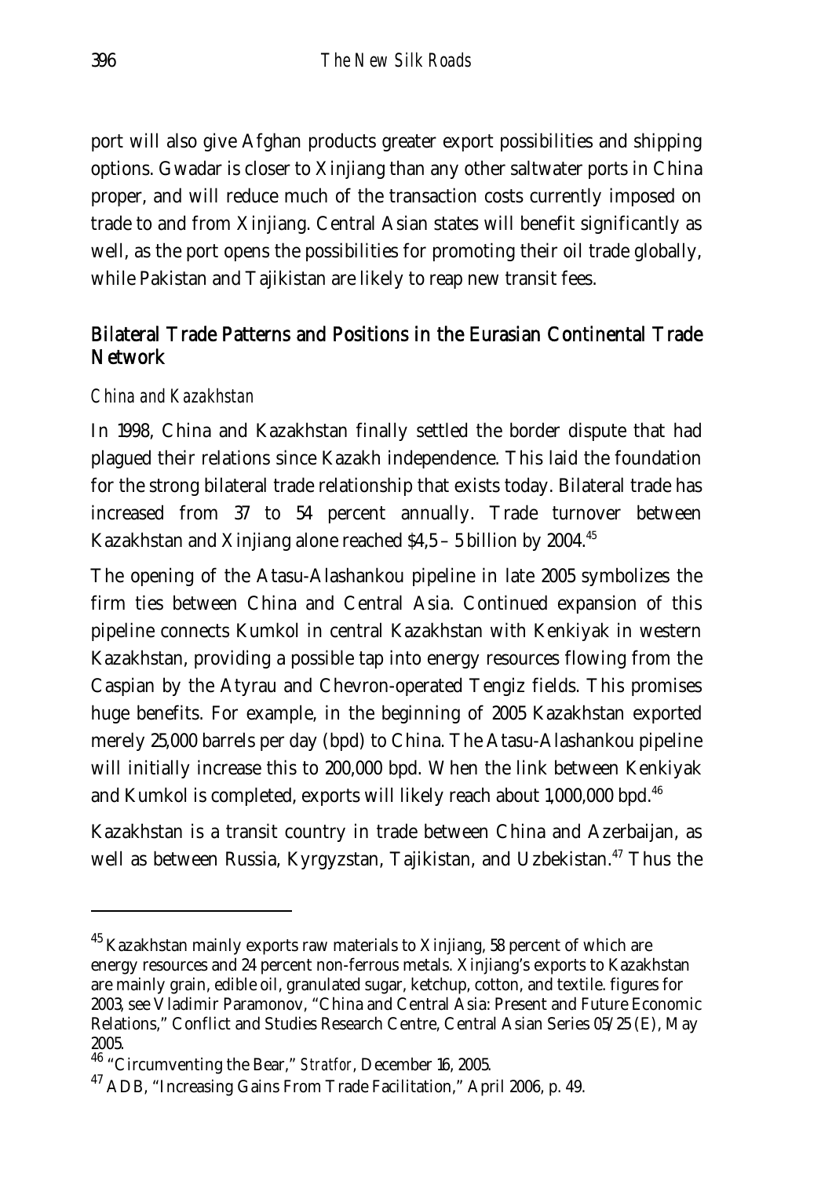port will also give Afghan products greater export possibilities and shipping options. Gwadar is closer to Xinjiang than any other saltwater ports in China proper, and will reduce much of the transaction costs currently imposed on trade to and from Xinjiang. Central Asian states will benefit significantly as well, as the port opens the possibilities for promoting their oil trade globally, while Pakistan and Tajikistan are likely to reap new transit fees.

## Bilateral Trade Patterns and Positions in the Eurasian Continental Trade Network

### *China and Kazakhstan*

In 1998, China and Kazakhstan finally settled the border dispute that had plagued their relations since Kazakh independence. This laid the foundation for the strong bilateral trade relationship that exists today. Bilateral trade has increased from 37 to 54 percent annually. Trade turnover between Kazakhstan and Xinjiang alone reached $4,5 – 5 billion by 2004.[45]

The opening of the Atasu-Alashankou pipeline in late 2005 symbolizes the firm ties between China and Central Asia. Continued expansion of this pipeline connects Kumkol in central Kazakhstan with Kenkiyak in western Kazakhstan, providing a possible tap into energy resources flowing from the Caspian by the Atyrau and Chevron-operated Tengiz fields. This promises huge benefits. For example, in the beginning of 2005 Kazakhstan exported merely 25,000 barrels per day (bpd) to China. The Atasu-Alashankou pipeline will initially increase this to 200,000 bpd. When the link between Kenkiyak and Kumkol is completed, exports will likely reach about 1,000,000 bpd.[46]

Kazakhstan is a transit country in trade between China and Azerbaijan, as well as between Russia, Kyrgyzstan, Tajikistan, and Uzbekistan.[47] Thus the

---

[45] Kazakhstan mainly exports raw materials to Xinjiang, 58 percent of which are energy resources and 24 percent non-ferrous metals. Xinjiang's exports to Kazakhstan are mainly grain, edible oil, granulated sugar, ketchup, cotton, and textile. figures for 2003, see Vladimir Paramonov, "China and Central Asia: Present and Future Economic Relations," Conflict and Studies Research Centre, Central Asian Series 05/25 (E), May 2005.

[46] "Circumventing the Bear," *Stratfor*, December 16, 2005.

[47] ADB, "Increasing Gains From Trade Facilitation," April 2006, p. 49.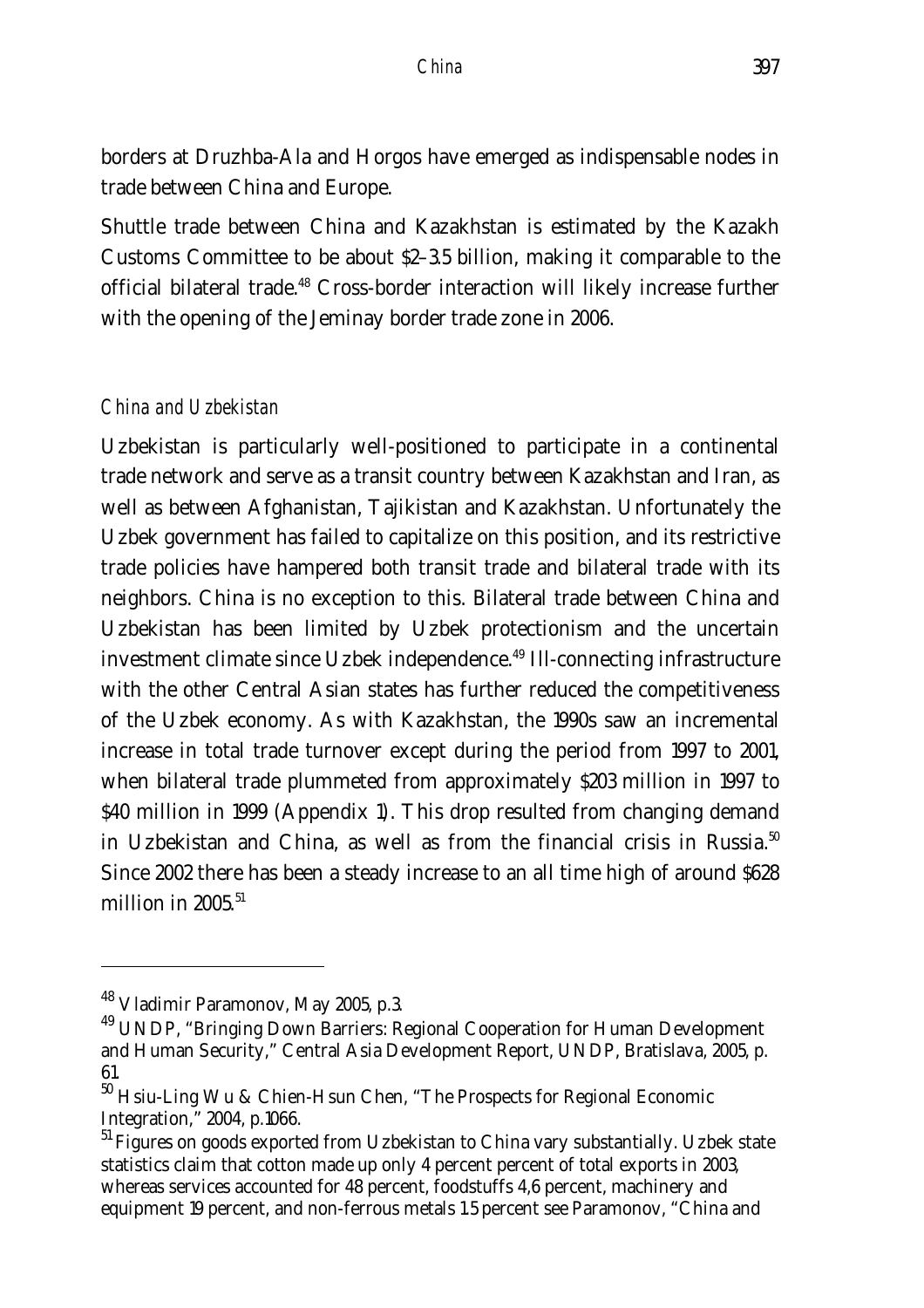borders at Druzhba-Ala and Horgos have emerged as indispensable nodes in trade between China and Europe.

Shuttle trade between China and Kazakhstan is estimated by the Kazakh Customs Committee to be about $2–3.5 billion, making it comparable to the official bilateral trade.[48] Cross-border interaction will likely increase further with the opening of the Jeminay border trade zone in 2006.

### *China and Uzbekistan*

Uzbekistan is particularly well-positioned to participate in a continental trade network and serve as a transit country between Kazakhstan and Iran, as well as between Afghanistan, Tajikistan and Kazakhstan. Unfortunately the Uzbek government has failed to capitalize on this position, and its restrictive trade policies have hampered both transit trade and bilateral trade with its neighbors. China is no exception to this. Bilateral trade between China and Uzbekistan has been limited by Uzbek protectionism and the uncertain investment climate since Uzbek independence.[49] Ill-connecting infrastructure with the other Central Asian states has further reduced the competitiveness of the Uzbek economy. As with Kazakhstan, the 1990s saw an incremental increase in total trade turnover except during the period from 1997 to 2001, when bilateral trade plummeted from approximately $203 million in 1997 to $40 million in 1999 (Appendix 1). This drop resulted from changing demand in Uzbekistan and China, as well as from the financial crisis in Russia.[50] Since 2002 there has been a steady increase to an all time high of around $628 million in 2005.[51]

---

[48] Vladimir Paramonov, May 2005, p.3.

[49] UNDP, "Bringing Down Barriers: Regional Cooperation for Human Development and Human Security," Central Asia Development Report, UNDP, Bratislava, 2005, p. 61.

[50] Hsiu-Ling Wu & Chien-Hsun Chen, "The Prospects for Regional Economic Integration," 2004, p.1066.

[51] Figures on goods exported from Uzbekistan to China vary substantially. Uzbek state statistics claim that cotton made up only 4 percent percent of total exports in 2003, whereas services accounted for 48 percent, foodstuffs 4,6 percent, machinery and equipment 19 percent, and non-ferrous metals 1.5 percent see Paramonov, "China and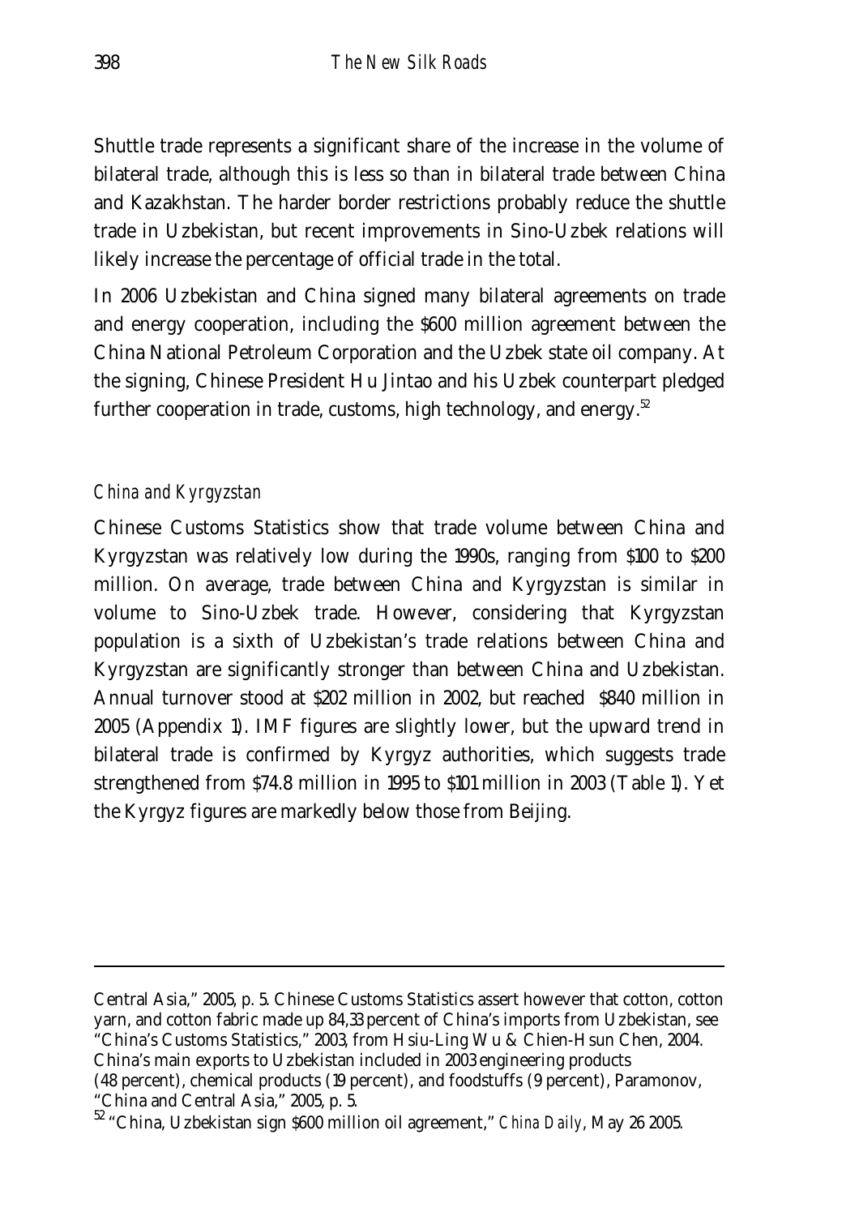Shuttle trade represents a significant share of the increase in the volume of bilateral trade, although this is less so than in bilateral trade between China and Kazakhstan. The harder border restrictions probably reduce the shuttle trade in Uzbekistan, but recent improvements in Sino-Uzbek relations will likely increase the percentage of official trade in the total.

In 2006 Uzbekistan and China signed many bilateral agreements on trade and energy cooperation, including the $600 million agreement between the China National Petroleum Corporation and the Uzbek state oil company. At the signing, Chinese President Hu Jintao and his Uzbek counterpart pledged further cooperation in trade, customs, high technology, and energy.[52]

### *China and Kyrgyzstan*

Chinese Customs Statistics show that trade volume between China and Kyrgyzstan was relatively low during the 1990s, ranging from $100 to $200 million. On average, trade between China and Kyrgyzstan is similar in volume to Sino-Uzbek trade. However, considering that Kyrgyzstan population is a sixth of Uzbekistan's trade relations between China and Kyrgyzstan are significantly stronger than between China and Uzbekistan. Annual turnover stood at $202 million in 2002, but reached $840 million in 2005 (Appendix 1). IMF figures are slightly lower, but the upward trend in bilateral trade is confirmed by Kyrgyz authorities, which suggests trade strengthened from $74.8 million in 1995 to $101 million in 2003 (Table 1). Yet the Kyrgyz figures are markedly below those from Beijing.

---

Central Asia," 2005, p. 5. Chinese Customs Statistics assert however that cotton, cotton yarn, and cotton fabric made up 84,33 percent of China's imports from Uzbekistan, see "China's Customs Statistics," 2003, from Hsiu-Ling Wu & Chien-Hsun Chen, 2004. China's main exports to Uzbekistan included in 2003 engineering products (48 percent), chemical products (19 percent), and foodstuffs (9 percent), Paramonov, "China and Central Asia," 2005, p. 5.

[52] "China, Uzbekistan sign $600 million oil agreement," *China Daily*, May 26 2005.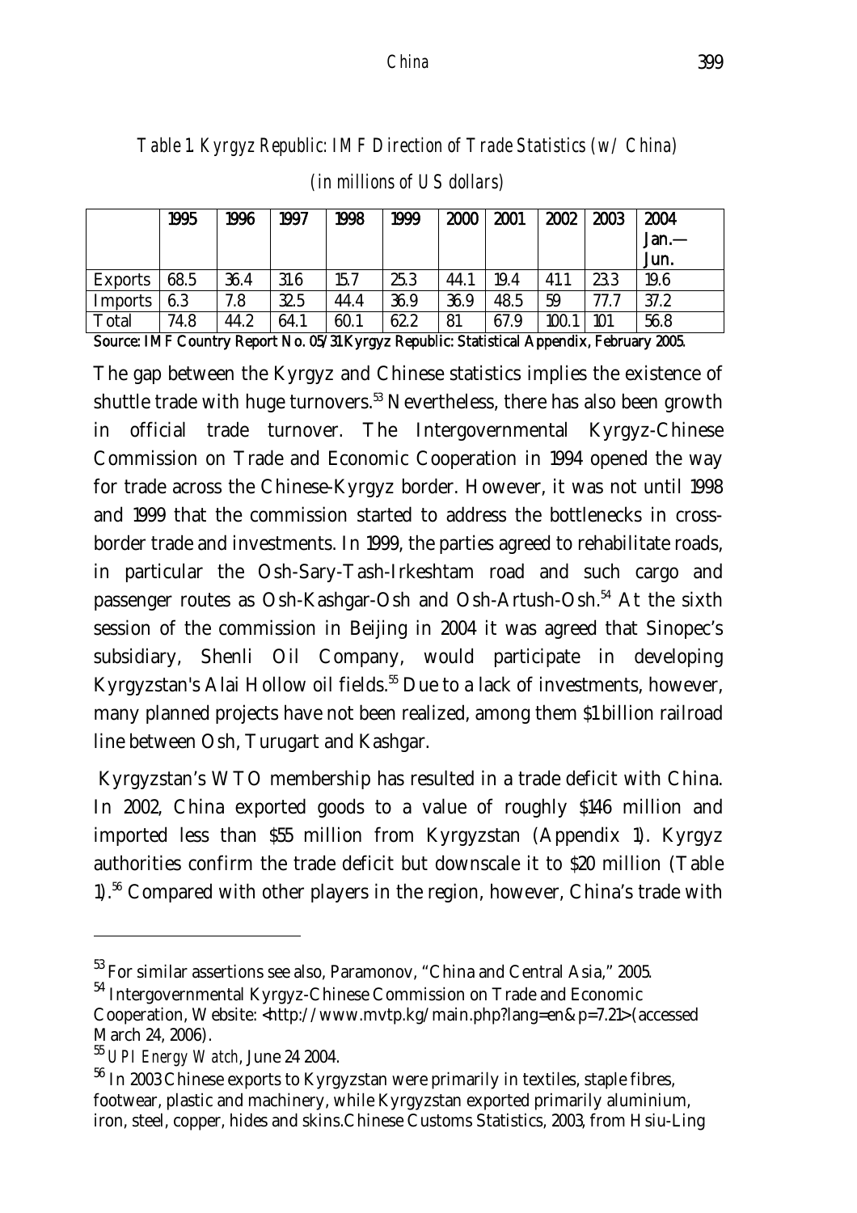*Table 1. Kyrgyz Republic: IMF Direction of Trade Statistics (w/ China)*

*(in millions of US dollars)*

| | 1995 | 1996 | 1997 | 1998 | 1999 | 2000 | 2001 | 2002 | 2003 | 2004 Jan.—Jun. |
|---|---|---|---|---|---|---|---|---|---|---|
| Exports | 68.5 | 36.4 | 31.6 | 15.7 | 25.3 | 44.1 | 19.4 | 41.1 | 23.3 | 19.6 |
| Imports | 6.3 | 7.8 | 32.5 | 44.4 | 36.9 | 36.9 | 48.5 | 59 | 77.7 | 37.2 |
| Total | 74.8 | 44.2 | 64.1 | 60.1 | 62.2 | 81 | 67.9 | 100.1 | 101 | 56.8 |

Source: IMF Country Report No. 05/31 Kyrgyz Republic: Statistical Appendix, February 2005.

The gap between the Kyrgyz and Chinese statistics implies the existence of shuttle trade with huge turnovers.[53] Nevertheless, there has also been growth in official trade turnover. The Intergovernmental Kyrgyz-Chinese Commission on Trade and Economic Cooperation in 1994 opened the way for trade across the Chinese-Kyrgyz border. However, it was not until 1998 and 1999 that the commission started to address the bottlenecks in cross-border trade and investments. In 1999, the parties agreed to rehabilitate roads, in particular the Osh-Sary-Tash-Irkeshtam road and such cargo and passenger routes as Osh-Kashgar-Osh and Osh-Artush-Osh.[54] At the sixth session of the commission in Beijing in 2004 it was agreed that Sinopec's subsidiary, Shenli Oil Company, would participate in developing Kyrgyzstan's Alai Hollow oil fields.[55] Due to a lack of investments, however, many planned projects have not been realized, among them $1 billion railroad line between Osh, Turugart and Kashgar.

Kyrgyzstan's WTO membership has resulted in a trade deficit with China. In 2002, China exported goods to a value of roughly $146 million and imported less than $55 million from Kyrgyzstan (Appendix 1). Kyrgyz authorities confirm the trade deficit but downscale it to $20 million (Table 1).[56] Compared with other players in the region, however, China's trade with

---

[53] For similar assertions see also, Paramonov, "China and Central Asia," 2005.

[54] Intergovernmental Kyrgyz-Chinese Commission on Trade and Economic Cooperation, Website: <http://www.mvtp.kg/main.php?lang=en&p=7.21> (accessed March 24, 2006).

[55] *UPI Energy Watch*, June 24 2004.

[56] In 2003 Chinese exports to Kyrgyzstan were primarily in textiles, staple fibres, footwear, plastic and machinery, while Kyrgyzstan exported primarily aluminium, iron, steel, copper, hides and skins.Chinese Customs Statistics, 2003, from Hsiu-Ling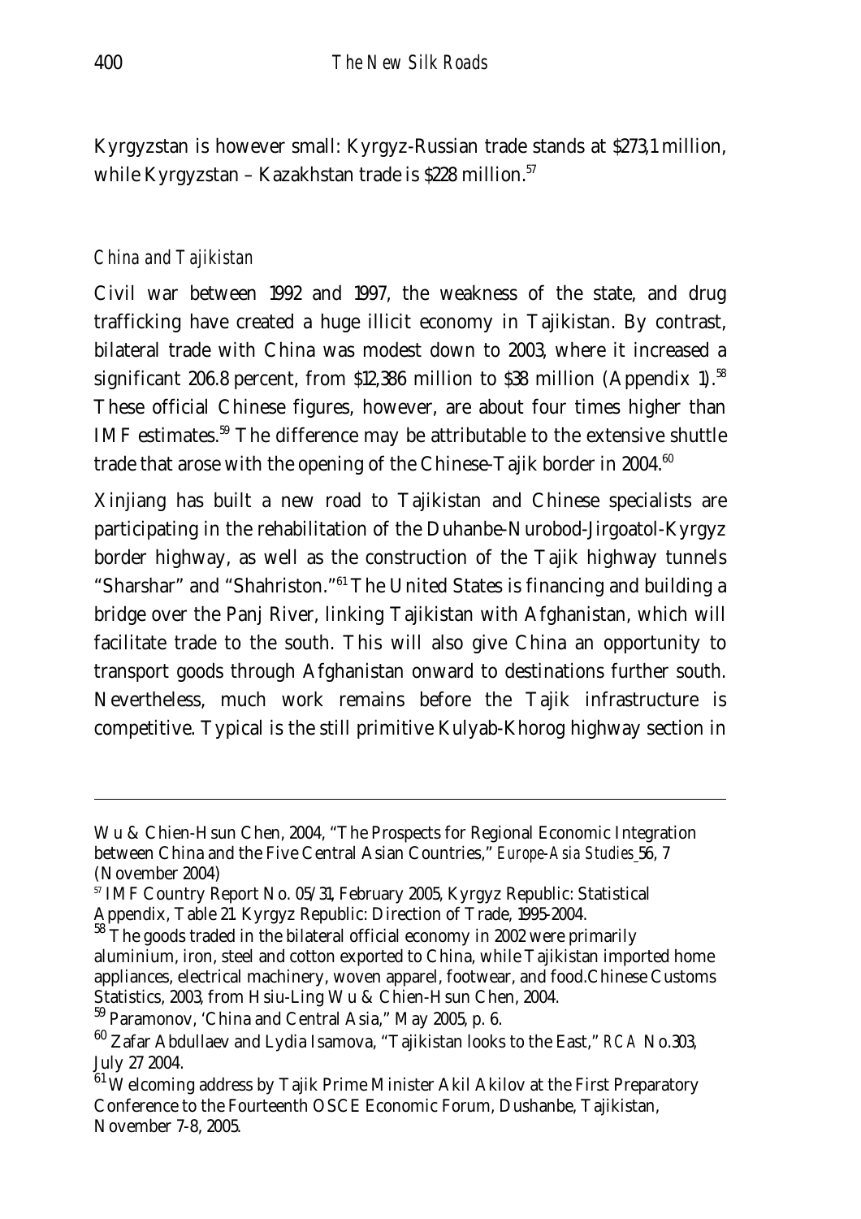Kyrgyzstan is however small: Kyrgyz-Russian trade stands at $273,1 million, while Kyrgyzstan – Kazakhstan trade is $228 million.[57]

### *China and Tajikistan*

Civil war between 1992 and 1997, the weakness of the state, and drug trafficking have created a huge illicit economy in Tajikistan. By contrast, bilateral trade with China was modest down to 2003, where it increased a significant 206.8 percent, from $12,386 million to $38 million (Appendix 1).[58] These official Chinese figures, however, are about four times higher than IMF estimates.[59] The difference may be attributable to the extensive shuttle trade that arose with the opening of the Chinese-Tajik border in 2004.[60]

Xinjiang has built a new road to Tajikistan and Chinese specialists are participating in the rehabilitation of the Duhanbe-Nurobod-Jirgoatol-Kyrgyz border highway, as well as the construction of the Tajik highway tunnels "Sharshar" and "Shahriston."[61] The United States is financing and building a bridge over the Panj River, linking Tajikistan with Afghanistan, which will facilitate trade to the south. This will also give China an opportunity to transport goods through Afghanistan onward to destinations further south. Nevertheless, much work remains before the Tajik infrastructure is competitive. Typical is the still primitive Kulyab-Khorog highway section in

---

Wu & Chien-Hsun Chen, 2004, "The Prospects for Regional Economic Integration between China and the Five Central Asian Countries," *Europe-Asia Studies* 56, 7 (November 2004)

[57] IMF Country Report No. 05/31, February 2005, Kyrgyz Republic: Statistical Appendix, Table 21. Kyrgyz Republic: Direction of Trade, 1995-2004.

[58] The goods traded in the bilateral official economy in 2002 were primarily aluminium, iron, steel and cotton exported to China, while Tajikistan imported home appliances, electrical machinery, woven apparel, footwear, and food.Chinese Customs Statistics, 2003, from Hsiu-Ling Wu & Chien-Hsun Chen, 2004.

[59] Paramonov, 'China and Central Asia," May 2005, p. 6.

[60] Zafar Abdullaev and Lydia Isamova, "Tajikistan looks to the East," *RCA* No.303, July 27 2004.

[61] Welcoming address by Tajik Prime Minister Akil Akilov at the First Preparatory Conference to the Fourteenth OSCE Economic Forum, Dushanbe, Tajikistan, November 7-8, 2005.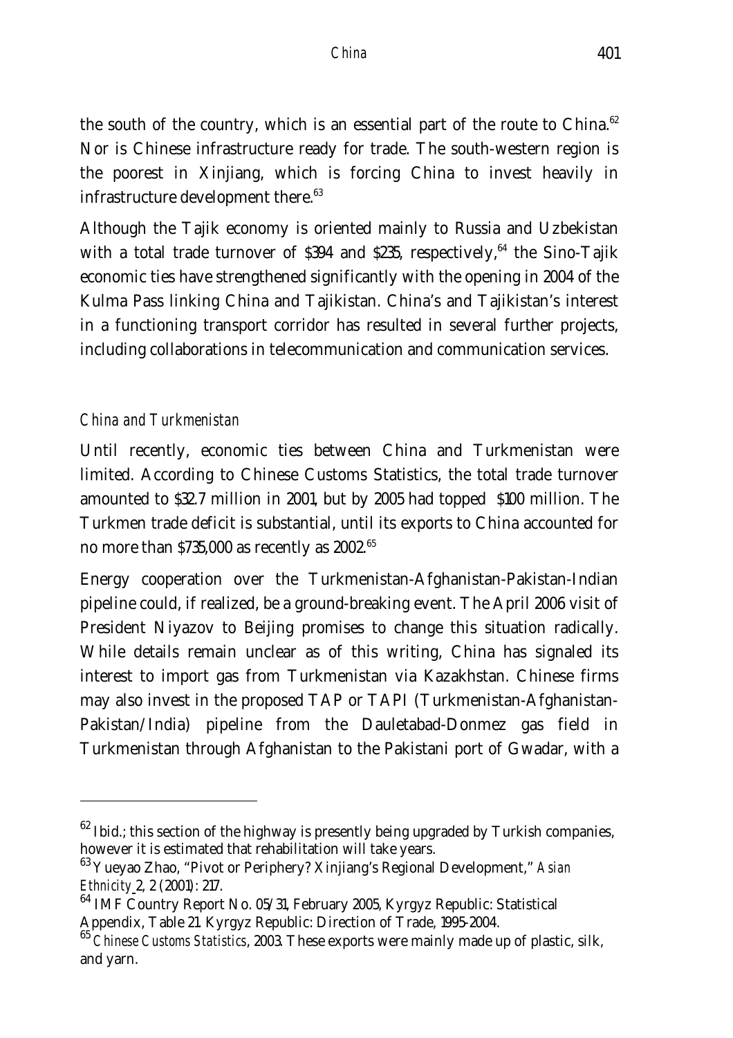the south of the country, which is an essential part of the route to China.[62] Nor is Chinese infrastructure ready for trade. The south-western region is the poorest in Xinjiang, which is forcing China to invest heavily in infrastructure development there.[63]

Although the Tajik economy is oriented mainly to Russia and Uzbekistan with a total trade turnover of $394 and $235, respectively,[64] the Sino-Tajik economic ties have strengthened significantly with the opening in 2004 of the Kulma Pass linking China and Tajikistan. China's and Tajikistan's interest in a functioning transport corridor has resulted in several further projects, including collaborations in telecommunication and communication services.

### *China and Turkmenistan*

Until recently, economic ties between China and Turkmenistan were limited. According to Chinese Customs Statistics, the total trade turnover amounted to $32.7 million in 2001, but by 2005 had topped $100 million. The Turkmen trade deficit is substantial, until its exports to China accounted for no more than $735,000 as recently as 2002.[65]

Energy cooperation over the Turkmenistan-Afghanistan-Pakistan-Indian pipeline could, if realized, be a ground-breaking event. The April 2006 visit of President Niyazov to Beijing promises to change this situation radically. While details remain unclear as of this writing, China has signaled its interest to import gas from Turkmenistan via Kazakhstan. Chinese firms may also invest in the proposed TAP or TAPI (Turkmenistan-Afghanistan-Pakistan/India) pipeline from the Dauletabad-Donmez gas field in Turkmenistan through Afghanistan to the Pakistani port of Gwadar, with a

---

[62] Ibid.; this section of the highway is presently being upgraded by Turkish companies, however it is estimated that rehabilitation will take years.

[63] Yueyao Zhao, "Pivot or Periphery? Xinjiang's Regional Development," *Asian Ethnicity* 2, 2 (2001): 217.

[64] IMF Country Report No. 05/31, February 2005, Kyrgyz Republic: Statistical Appendix, Table 21. Kyrgyz Republic: Direction of Trade, 1995-2004.

[65] *Chinese Customs Statistics*, 2003. These exports were mainly made up of plastic, silk, and yarn.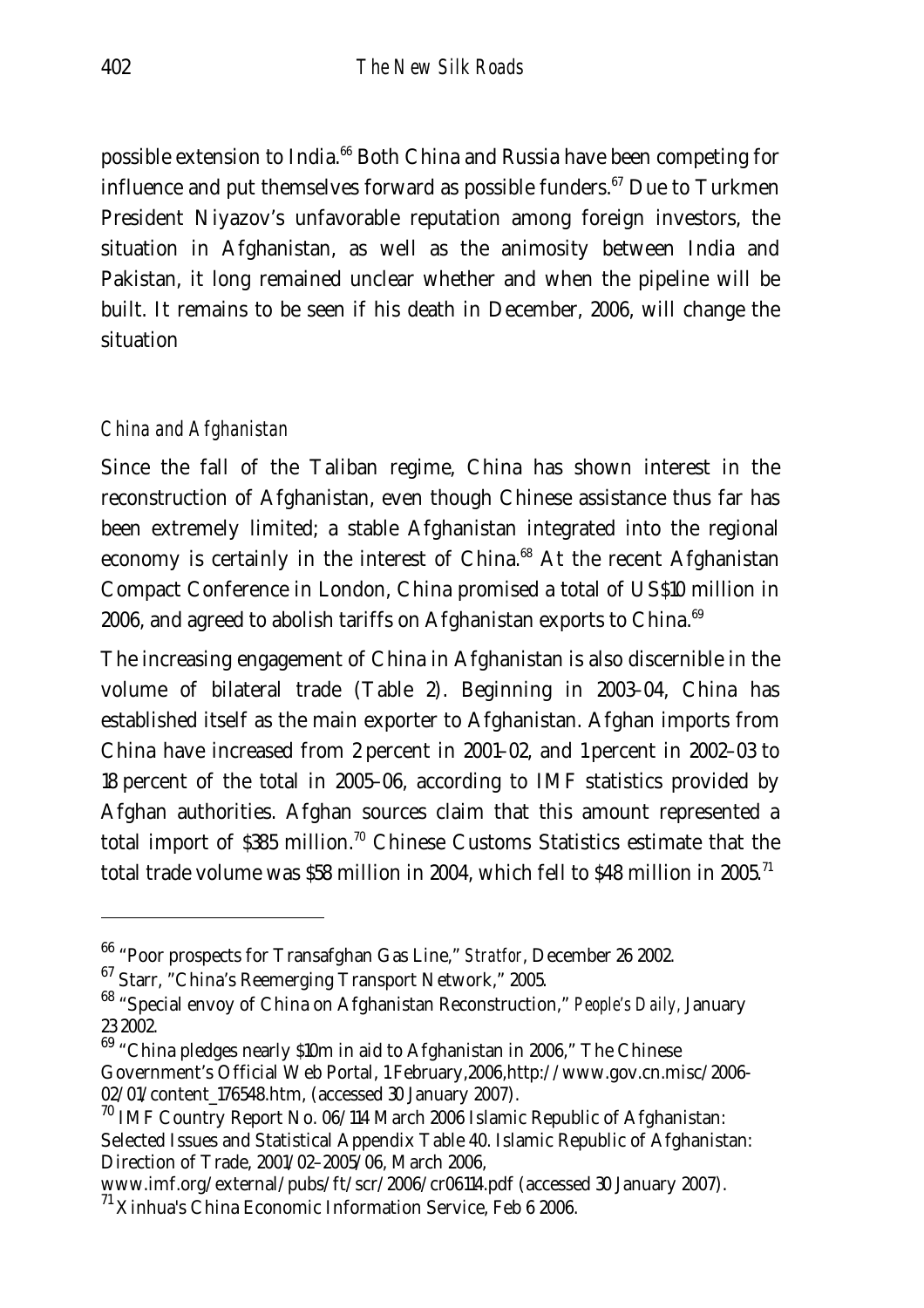possible extension to India.[66] Both China and Russia have been competing for influence and put themselves forward as possible funders.[67] Due to Turkmen President Niyazov's unfavorable reputation among foreign investors, the situation in Afghanistan, as well as the animosity between India and Pakistan, it long remained unclear whether and when the pipeline will be built. It remains to be seen if his death in December, 2006, will change the situation

### *China and Afghanistan*

Since the fall of the Taliban regime, China has shown interest in the reconstruction of Afghanistan, even though Chinese assistance thus far has been extremely limited; a stable Afghanistan integrated into the regional economy is certainly in the interest of China.[68] At the recent Afghanistan Compact Conference in London, China promised a total of US$10 million in 2006, and agreed to abolish tariffs on Afghanistan exports to China.[69]

The increasing engagement of China in Afghanistan is also discernible in the volume of bilateral trade (Table 2). Beginning in 2003–04, China has established itself as the main exporter to Afghanistan. Afghan imports from China have increased from 2 percent in 2001–02, and 1 percent in 2002–03 to 18 percent of the total in 2005–06, according to IMF statistics provided by Afghan authorities. Afghan sources claim that this amount represented a total import of $385 million.[70] Chinese Customs Statistics estimate that the total trade volume was $58 million in 2004, which fell to $48 million in 2005.[71]

---

[66] "Poor prospects for Transafghan Gas Line," *Stratfor*, December 26 2002.

[67] Starr, "China's Reemerging Transport Network," 2005.

[68] "Special envoy of China on Afghanistan Reconstruction," *People's Daily*, January 23 2002.

[69] "China pledges nearly $10m in aid to Afghanistan in 2006," The Chinese Government's Official Web Portal, 1 February,2006,http://www.gov.cn.misc/2006-02/01/content_176548.htm, (accessed 30 January 2007).

[70] IMF Country Report No. 06/114 March 2006 Islamic Republic of Afghanistan: Selected Issues and Statistical Appendix Table 40. Islamic Republic of Afghanistan: Direction of Trade, 2001/02–2005/06, March 2006, www.imf.org/external/pubs/ft/scr/2006/cr06114.pdf (accessed 30 January 2007).

[71] Xinhua's China Economic Information Service, Feb 6 2006.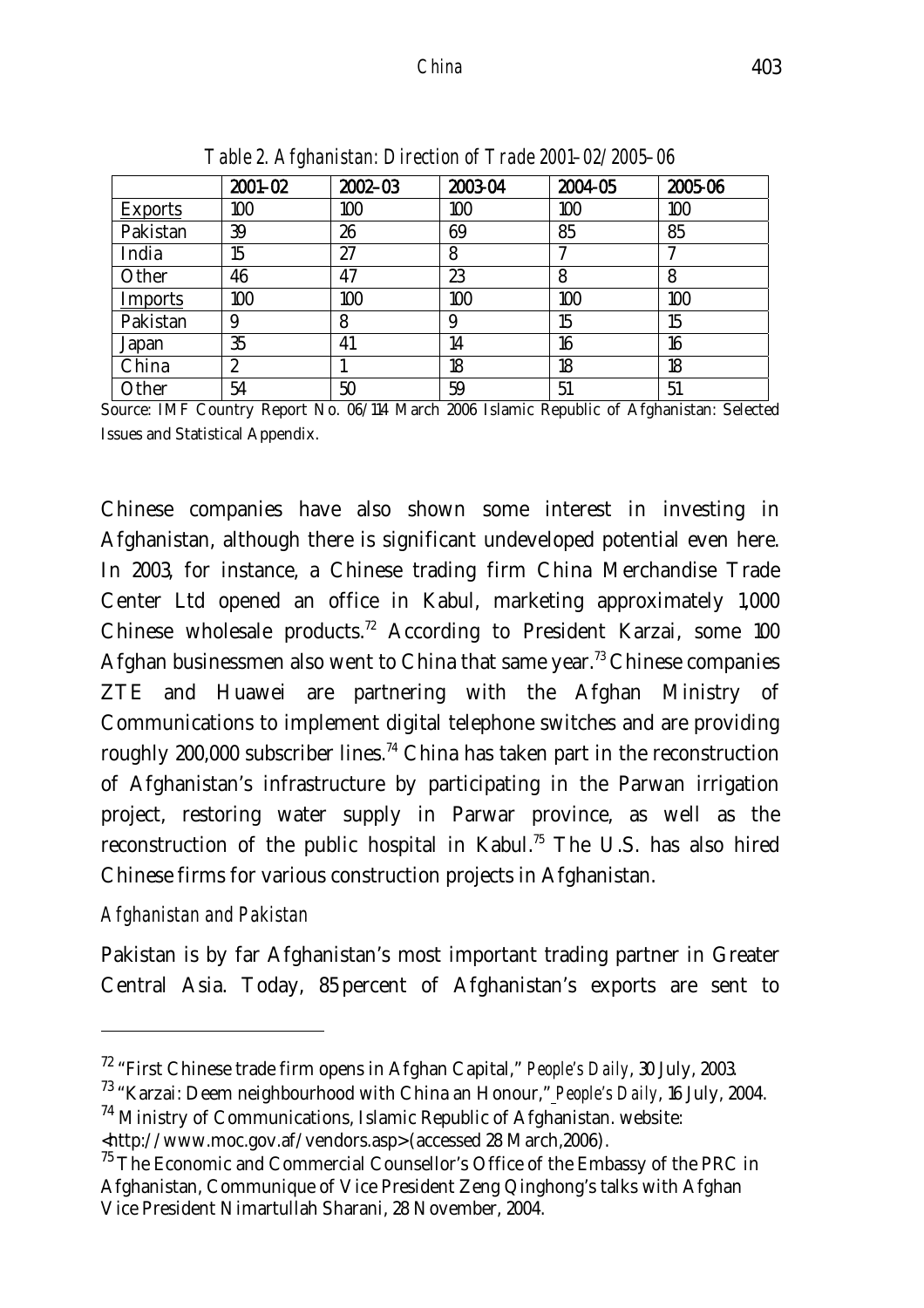*Table 2. Afghanistan: Direction of Trade 2001–02/2005–06*

| | 2001-02 | 2002–03 | 2003-04 | 2004-05 | 2005-06 |
|---|---|---|---|---|---|
| Exports | 100 | 100 | 100 | 100 | 100 |
| Pakistan | 39 | 26 | 69 | 85 | 85 |
| India | 15 | 27 | 8 | 7 | 7 |
| Other | 46 | 47 | 23 | 8 | 8 |
| Imports | 100 | 100 | 100 | 100 | 100 |
| Pakistan | 9 | 8 | 9 | 15 | 15 |
| Japan | 35 | 41 | 14 | 16 | 16 |
| China | 2 | 1 | 18 | 18 | 18 |
| Other | 54 | 50 | 59 | 51 | 51 |

Source: IMF Country Report No. 06/114 March 2006 Islamic Republic of Afghanistan: Selected Issues and Statistical Appendix.

Chinese companies have also shown some interest in investing in Afghanistan, although there is significant undeveloped potential even here. In 2003, for instance, a Chinese trading firm China Merchandise Trade Center Ltd opened an office in Kabul, marketing approximately 1,000 Chinese wholesale products.[72] According to President Karzai, some 100 Afghan businessmen also went to China that same year.[73] Chinese companies ZTE and Huawei are partnering with the Afghan Ministry of Communications to implement digital telephone switches and are providing roughly 200,000 subscriber lines.[74] China has taken part in the reconstruction of Afghanistan's infrastructure by participating in the Parwan irrigation project, restoring water supply in Parwar province, as well as the reconstruction of the public hospital in Kabul.[75] The U.S. has also hired Chinese firms for various construction projects in Afghanistan.

### *Afghanistan and Pakistan*

Pakistan is by far Afghanistan's most important trading partner in Greater Central Asia. Today, 85 percent of Afghanistan's exports are sent to

---

[72] "First Chinese trade firm opens in Afghan Capital," *People's Daily*, 30 July, 2003.

[73] "Karzai: Deem neighbourhood with China an Honour," *People's Daily*, 16 July, 2004.

[74] Ministry of Communications, Islamic Republic of Afghanistan. website: <http://www.moc.gov.af/vendors.asp> (accessed 28 March,2006).

[75] The Economic and Commercial Counsellor's Office of the Embassy of the PRC in Afghanistan, Communique of Vice President Zeng Qinghong's talks with Afghan Vice President Nimartullah Sharani, 28 November, 2004.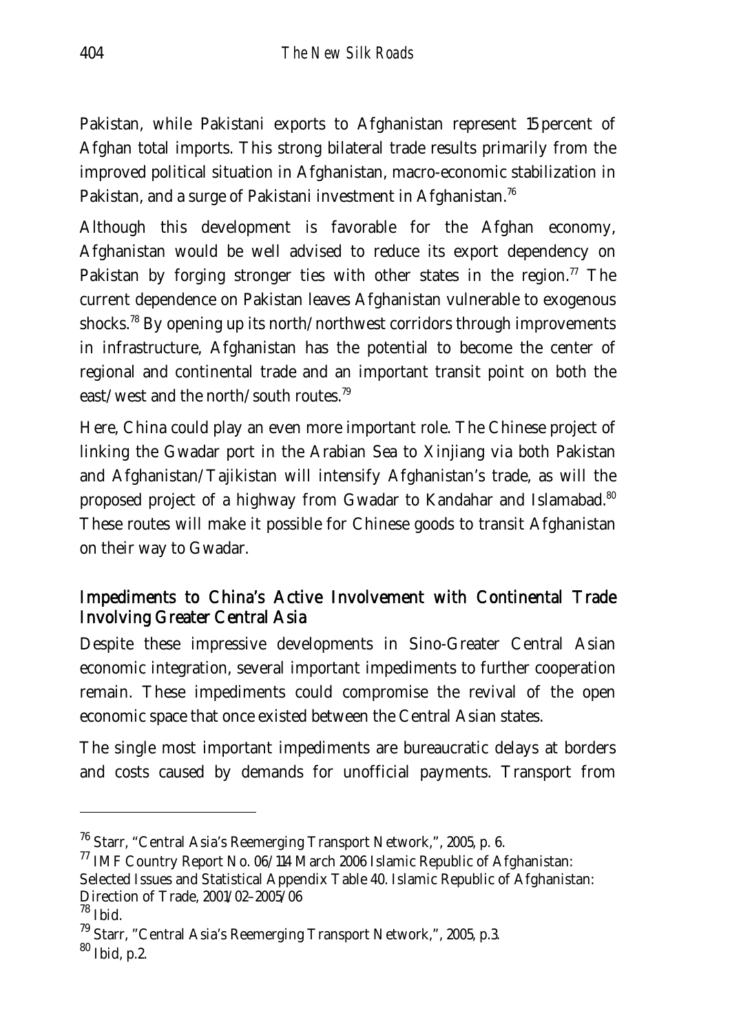Pakistan, while Pakistani exports to Afghanistan represent 15 percent of Afghan total imports. This strong bilateral trade results primarily from the improved political situation in Afghanistan, macro-economic stabilization in Pakistan, and a surge of Pakistani investment in Afghanistan.[76]

Although this development is favorable for the Afghan economy, Afghanistan would be well advised to reduce its export dependency on Pakistan by forging stronger ties with other states in the region.[77] The current dependence on Pakistan leaves Afghanistan vulnerable to exogenous shocks.[78] By opening up its north/northwest corridors through improvements in infrastructure, Afghanistan has the potential to become the center of regional and continental trade and an important transit point on both the east/west and the north/south routes.[79]

Here, China could play an even more important role. The Chinese project of linking the Gwadar port in the Arabian Sea to Xinjiang via both Pakistan and Afghanistan/Tajikistan will intensify Afghanistan's trade, as will the proposed project of a highway from Gwadar to Kandahar and Islamabad.[80] These routes will make it possible for Chinese goods to transit Afghanistan on their way to Gwadar.

## Impediments to China's Active Involvement with Continental Trade Involving Greater Central Asia

Despite these impressive developments in Sino-Greater Central Asian economic integration, several important impediments to further cooperation remain. These impediments could compromise the revival of the open economic space that once existed between the Central Asian states.

The single most important impediments are bureaucratic delays at borders and costs caused by demands for unofficial payments. Transport from

---

[76] Starr, "Central Asia's Reemerging Transport Network,", 2005, p. 6.

[77] IMF Country Report No. 06/114 March 2006 Islamic Republic of Afghanistan: Selected Issues and Statistical Appendix Table 40. Islamic Republic of Afghanistan: Direction of Trade, 2001/02–2005/06

[78] Ibid.

[79] Starr, "Central Asia's Reemerging Transport Network,", 2005, p.3.

[80] Ibid, p.2.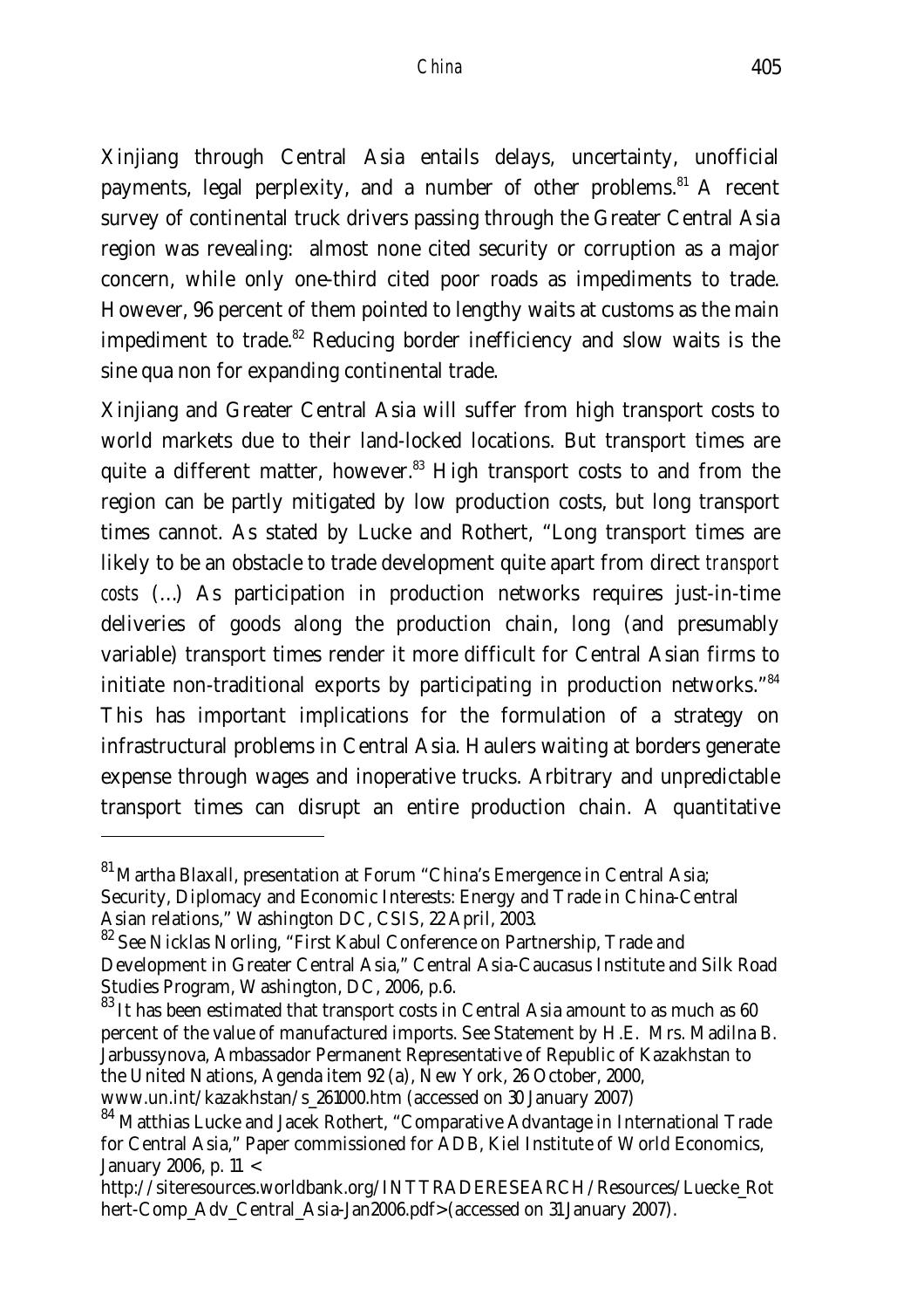Xinjiang through Central Asia entails delays, uncertainty, unofficial payments, legal perplexity, and a number of other problems.[81] A recent survey of continental truck drivers passing through the Greater Central Asia region was revealing: almost none cited security or corruption as a major concern, while only one-third cited poor roads as impediments to trade. However, 96 percent of them pointed to lengthy waits at customs as the main impediment to trade.[82] Reducing border inefficiency and slow waits is the sine qua non for expanding continental trade.

Xinjiang and Greater Central Asia will suffer from high transport costs to world markets due to their land-locked locations. But transport times are quite a different matter, however.[83] High transport costs to and from the region can be partly mitigated by low production costs, but long transport times cannot. As stated by Lucke and Rothert, "Long transport times are likely to be an obstacle to trade development quite apart from direct *transport costs* (…) As participation in production networks requires just-in-time deliveries of goods along the production chain, long (and presumably variable) transport times render it more difficult for Central Asian firms to initiate non-traditional exports by participating in production networks."[84] This has important implications for the formulation of a strategy on infrastructural problems in Central Asia. Haulers waiting at borders generate expense through wages and inoperative trucks. Arbitrary and unpredictable transport times can disrupt an entire production chain. A quantitative

---

[81] Martha Blaxall, presentation at Forum "China's Emergence in Central Asia; Security, Diplomacy and Economic Interests: Energy and Trade in China-Central Asian relations," Washington DC, CSIS, 22 April, 2003.

[82] See Nicklas Norling, "First Kabul Conference on Partnership, Trade and Development in Greater Central Asia," Central Asia-Caucasus Institute and Silk Road Studies Program, Washington, DC, 2006, p.6.

[83] It has been estimated that transport costs in Central Asia amount to as much as 60 percent of the value of manufactured imports. See Statement by H.E. Mrs. Madilna B. Jarbussynova, Ambassador Permanent Representative of Republic of Kazakhstan to the United Nations, Agenda item 92 (a), New York, 26 October, 2000, www.un.int/kazakhstan/s_261000.htm (accessed on 30 January 2007)

[84] Matthias Lucke and Jacek Rothert, "Comparative Advantage in International Trade for Central Asia," Paper commissioned for ADB, Kiel Institute of World Economics, January 2006, p. 11 < http://siteresources.worldbank.org/INTTRADERESEARCH/Resources/Luecke_Rothert-Comp_Adv_Central_Asia-Jan2006.pdf> (accessed on 31 January 2007).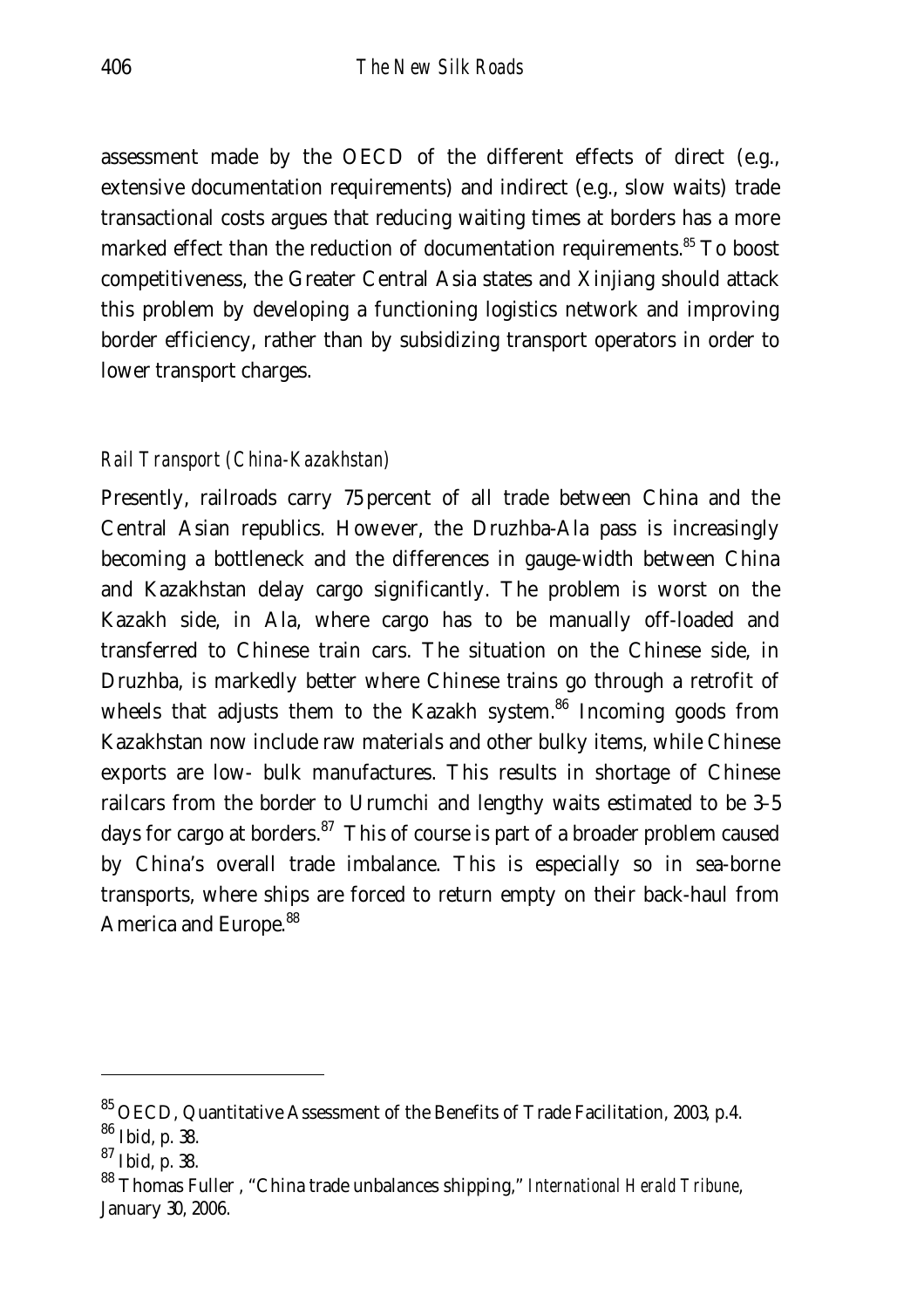assessment made by the OECD of the different effects of direct (e.g., extensive documentation requirements) and indirect (e.g., slow waits) trade transactional costs argues that reducing waiting times at borders has a more marked effect than the reduction of documentation requirements.[85] To boost competitiveness, the Greater Central Asia states and Xinjiang should attack this problem by developing a functioning logistics network and improving border efficiency, rather than by subsidizing transport operators in order to lower transport charges.

### *Rail Transport (China-Kazakhstan)*

Presently, railroads carry 75 percent of all trade between China and the Central Asian republics. However, the Druzhba-Ala pass is increasingly becoming a bottleneck and the differences in gauge-width between China and Kazakhstan delay cargo significantly. The problem is worst on the Kazakh side, in Ala, where cargo has to be manually off-loaded and transferred to Chinese train cars. The situation on the Chinese side, in Druzhba, is markedly better where Chinese trains go through a retrofit of wheels that adjusts them to the Kazakh system.[86] Incoming goods from Kazakhstan now include raw materials and other bulky items, while Chinese exports are low- bulk manufactures. This results in shortage of Chinese railcars from the border to Urumchi and lengthy waits estimated to be 3-5 days for cargo at borders.[87] This of course is part of a broader problem caused by China's overall trade imbalance. This is especially so in sea-borne transports, where ships are forced to return empty on their back-haul from America and Europe.[88]

---

[85] OECD, Quantitative Assessment of the Benefits of Trade Facilitation, 2003, p.4.
[86] *Ibid*, p. 38.
[87] *Ibid*, p. 38.
[88] Thomas Fuller , "China trade unbalances shipping," *International Herald Tribune*, January 30, 2006.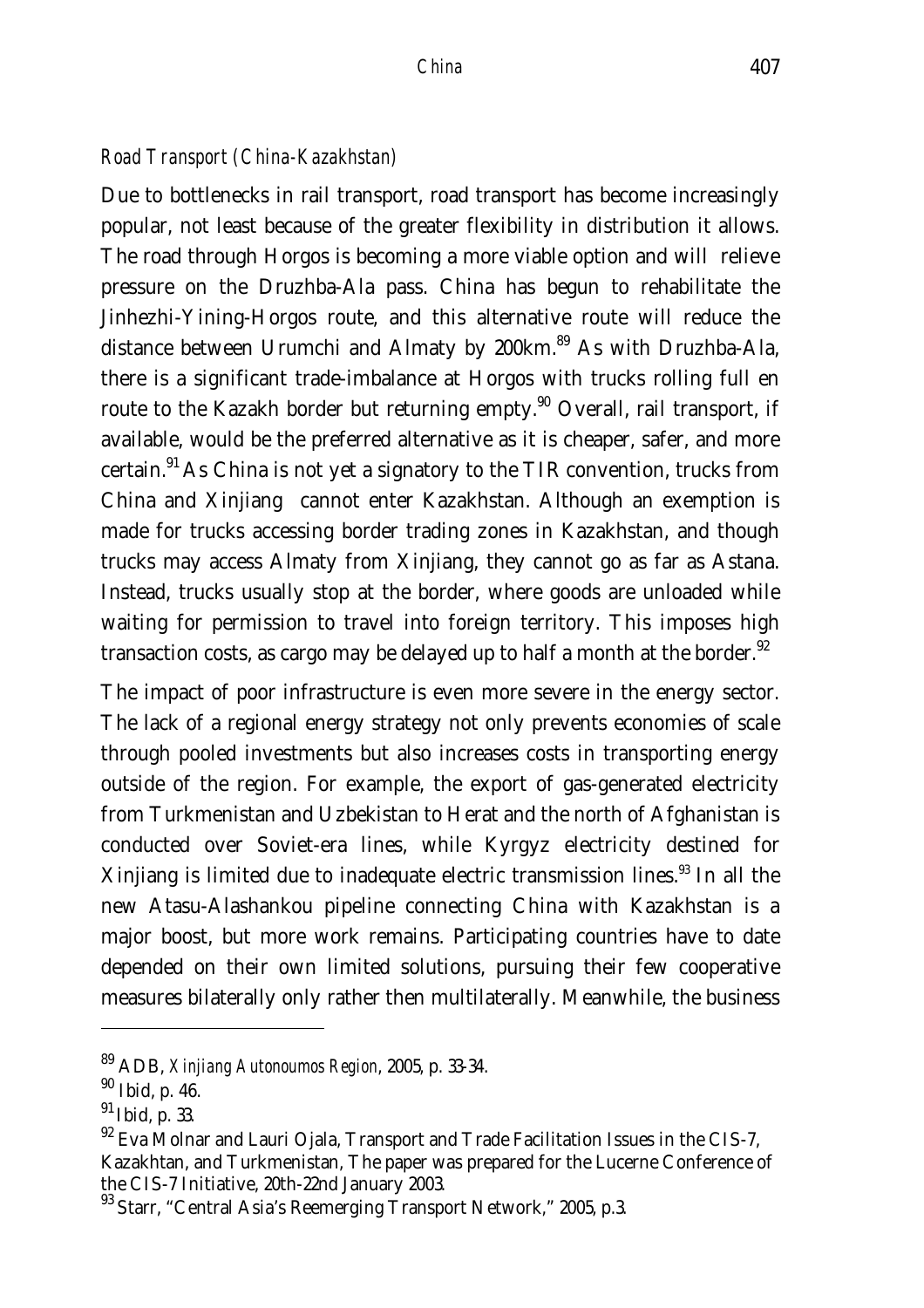*Road Transport (China-Kazakhstan)*

Due to bottlenecks in rail transport, road transport has become increasingly popular, not least because of the greater flexibility in distribution it allows. The road through Horgos is becoming a more viable option and will relieve pressure on the Druzhba-Ala pass. China has begun to rehabilitate the Jinhezhi-Yining-Horgos route, and this alternative route will reduce the distance between Urumchi and Almaty by 200km.[89] As with Druzhba-Ala, there is a significant trade-imbalance at Horgos with trucks rolling full en route to the Kazakh border but returning empty.[90] Overall, rail transport, if available, would be the preferred alternative as it is cheaper, safer, and more certain.[91] As China is not yet a signatory to the TIR convention, trucks from China and Xinjiang cannot enter Kazakhstan. Although an exemption is made for trucks accessing border trading zones in Kazakhstan, and though trucks may access Almaty from Xinjiang, they cannot go as far as Astana. Instead, trucks usually stop at the border, where goods are unloaded while waiting for permission to travel into foreign territory. This imposes high transaction costs, as cargo may be delayed up to half a month at the border.[92]

The impact of poor infrastructure is even more severe in the energy sector. The lack of a regional energy strategy not only prevents economies of scale through pooled investments but also increases costs in transporting energy outside of the region. For example, the export of gas-generated electricity from Turkmenistan and Uzbekistan to Herat and the north of Afghanistan is conducted over Soviet-era lines, while Kyrgyz electricity destined for Xinjiang is limited due to inadequate electric transmission lines.[93] In all the new Atasu-Alashankou pipeline connecting China with Kazakhstan is a major boost, but more work remains. Participating countries have to date depended on their own limited solutions, pursuing their few cooperative measures bilaterally only rather then multilaterally. Meanwhile, the business

---

[89] ADB, *Xinjiang Autonoumos Region*, 2005, p. 33-34.

[90] Ibid, p. 46.

[91] Ibid, p. 33.

[92] Eva Molnar and Lauri Ojala, Transport and Trade Facilitation Issues in the CIS-7, Kazakhtan, and Turkmenistan, The paper was prepared for the Lucerne Conference of the CIS-7 Initiative, 20th-22nd January 2003.

[93] Starr, "Central Asia's Reemerging Transport Network," 2005, p.3.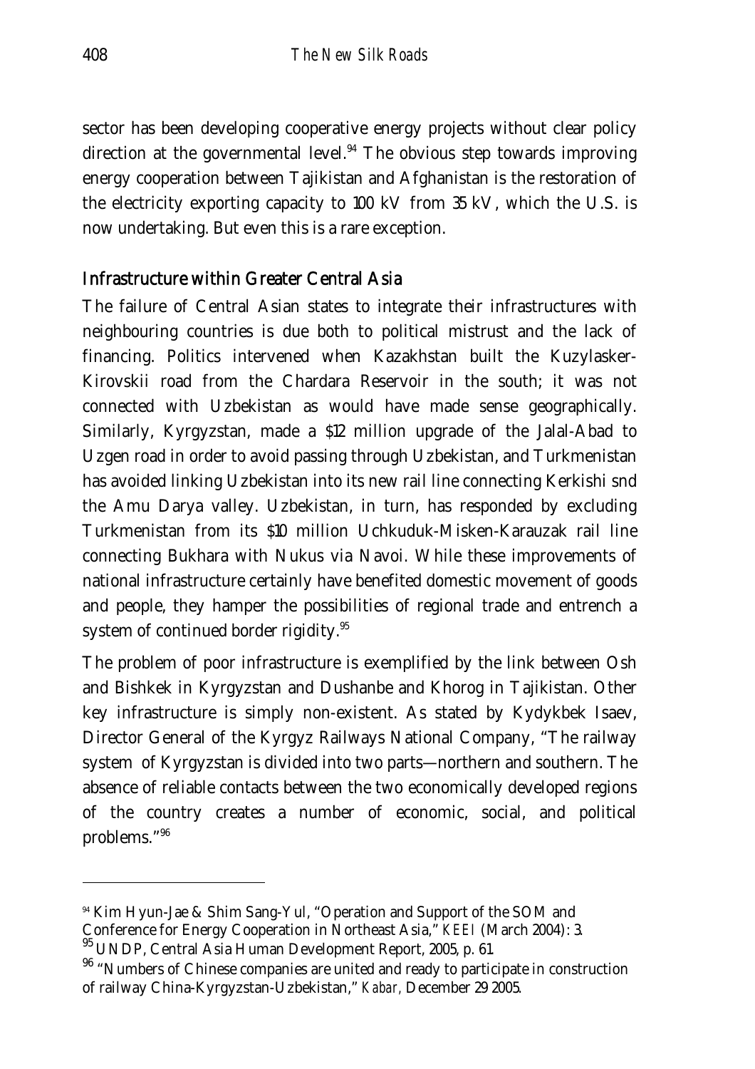sector has been developing cooperative energy projects without clear policy direction at the governmental level.[94] The obvious step towards improving energy cooperation between Tajikistan and Afghanistan is the restoration of the electricity exporting capacity to 100 kV from 35 kV, which the U.S. is now undertaking. But even this is a rare exception.

## Infrastructure within Greater Central Asia

The failure of Central Asian states to integrate their infrastructures with neighbouring countries is due both to political mistrust and the lack of financing. Politics intervened when Kazakhstan built the Kuzylasker-Kirovskii road from the Chardara Reservoir in the south; it was not connected with Uzbekistan as would have made sense geographically. Similarly, Kyrgyzstan, made a $12 million upgrade of the Jalal-Abad to Uzgen road in order to avoid passing through Uzbekistan, and Turkmenistan has avoided linking Uzbekistan into its new rail line connecting Kerkishi snd the Amu Darya valley. Uzbekistan, in turn, has responded by excluding Turkmenistan from its $10 million Uchkuduk-Misken-Karauzak rail line connecting Bukhara with Nukus via Navoi. While these improvements of national infrastructure certainly have benefited domestic movement of goods and people, they hamper the possibilities of regional trade and entrench a system of continued border rigidity.[95]

The problem of poor infrastructure is exemplified by the link between Osh and Bishkek in Kyrgyzstan and Dushanbe and Khorog in Tajikistan. Other key infrastructure is simply non-existent. As stated by Kydykbek Isaev, Director General of the Kyrgyz Railways National Company, "The railway system of Kyrgyzstan is divided into two parts—northern and southern. The absence of reliable contacts between the two economically developed regions of the country creates a number of economic, social, and political problems."[96]

---

[94] Kim Hyun-Jae & Shim Sang-Yul, "Operation and Support of the SOM and Conference for Energy Cooperation in Northeast Asia," *KEEI* (March 2004): 3.

[95] UNDP, Central Asia Human Development Report, 2005, p. 61.

[96] "Numbers of Chinese companies are united and ready to participate in construction of railway China-Kyrgyzstan-Uzbekistan," *Kabar*, December 29 2005.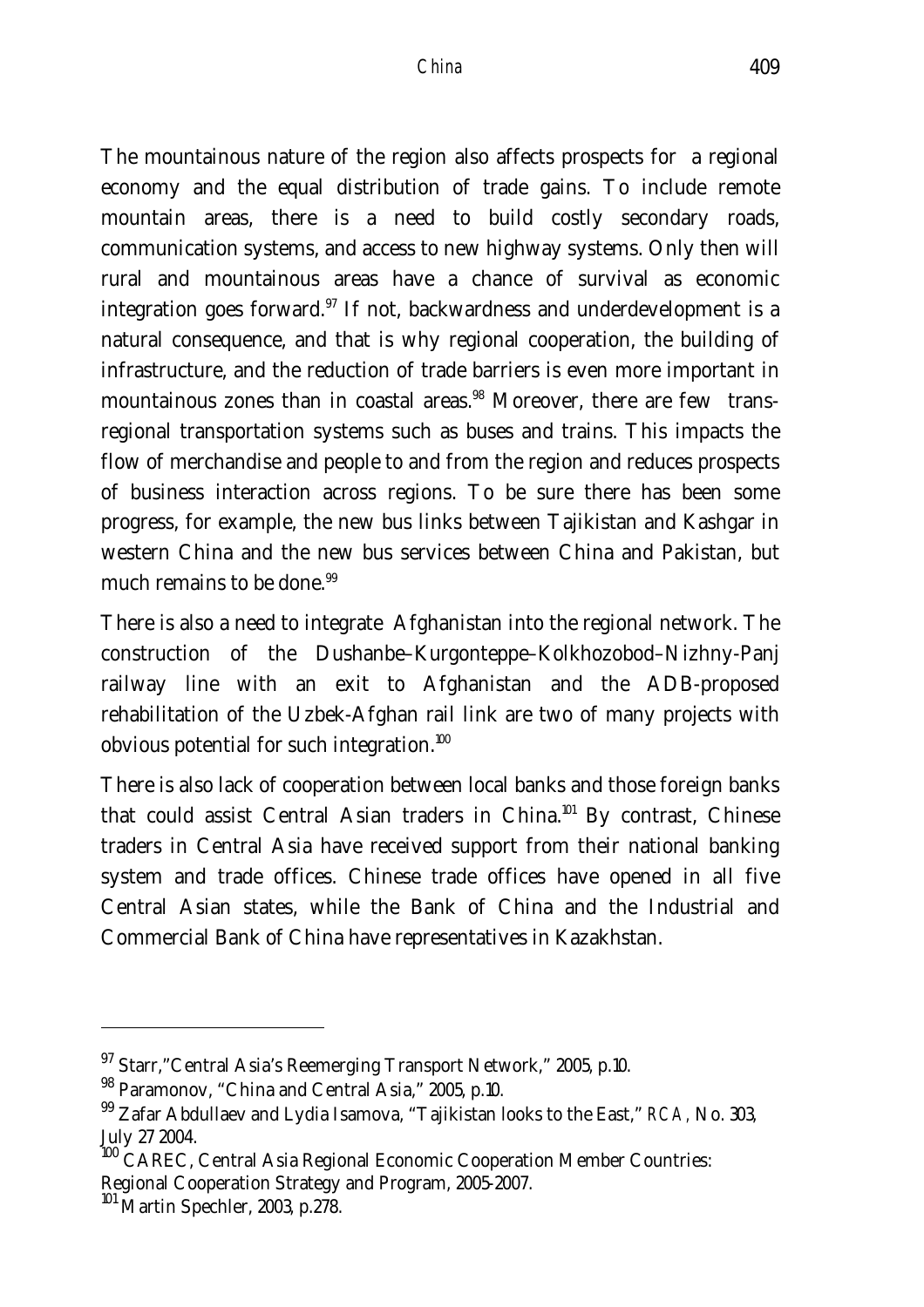The mountainous nature of the region also affects prospects for a regional economy and the equal distribution of trade gains. To include remote mountain areas, there is a need to build costly secondary roads, communication systems, and access to new highway systems. Only then will rural and mountainous areas have a chance of survival as economic integration goes forward.[97] If not, backwardness and underdevelopment is a natural consequence, and that is why regional cooperation, the building of infrastructure, and the reduction of trade barriers is even more important in mountainous zones than in coastal areas.[98] Moreover, there are few trans-regional transportation systems such as buses and trains. This impacts the flow of merchandise and people to and from the region and reduces prospects of business interaction across regions. To be sure there has been some progress, for example, the new bus links between Tajikistan and Kashgar in western China and the new bus services between China and Pakistan, but much remains to be done.[99]

There is also a need to integrate Afghanistan into the regional network. The construction of the Dushanbe–Kurgonteppe–Kolkhozobod–Nizhny-Panj railway line with an exit to Afghanistan and the ADB-proposed rehabilitation of the Uzbek-Afghan rail link are two of many projects with obvious potential for such integration.[100]

There is also lack of cooperation between local banks and those foreign banks that could assist Central Asian traders in China.[101] By contrast, Chinese traders in Central Asia have received support from their national banking system and trade offices. Chinese trade offices have opened in all five Central Asian states, while the Bank of China and the Industrial and Commercial Bank of China have representatives in Kazakhstan.

---

[97] Starr,"Central Asia's Reemerging Transport Network," 2005, p.10.

[98] Paramonov, "China and Central Asia," 2005, p.10.

[99] Zafar Abdullaev and Lydia Isamova, "Tajikistan looks to the East," *RCA*, No. 303, July 27 2004.

[100] CAREC, Central Asia Regional Economic Cooperation Member Countries: Regional Cooperation Strategy and Program, 2005-2007.

[101] Martin Spechler, 2003, p.278.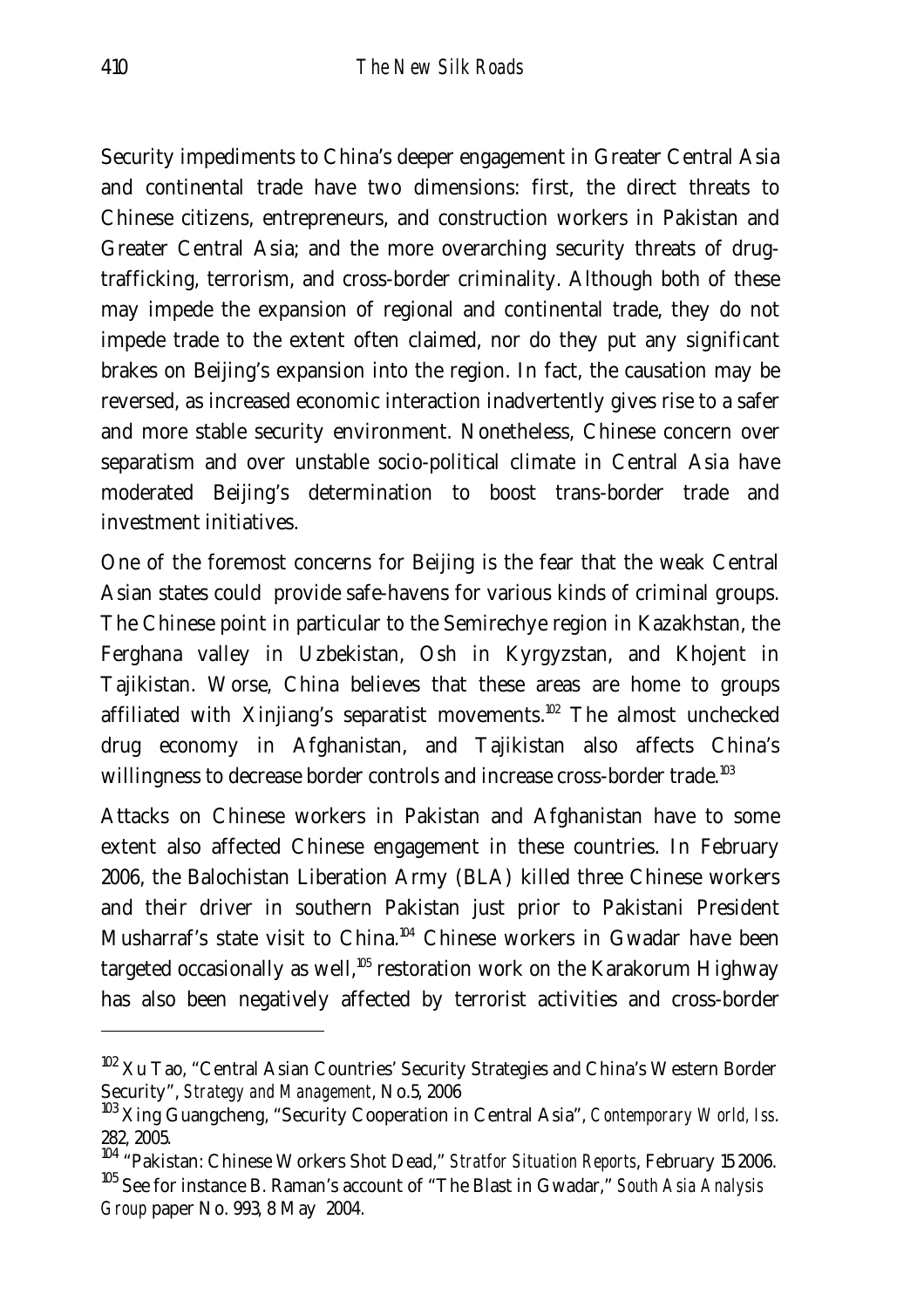Security impediments to China's deeper engagement in Greater Central Asia and continental trade have two dimensions: first, the direct threats to Chinese citizens, entrepreneurs, and construction workers in Pakistan and Greater Central Asia; and the more overarching security threats of drug-trafficking, terrorism, and cross-border criminality. Although both of these may impede the expansion of regional and continental trade, they do not impede trade to the extent often claimed, nor do they put any significant brakes on Beijing's expansion into the region. In fact, the causation may be reversed, as increased economic interaction inadvertently gives rise to a safer and more stable security environment. Nonetheless, Chinese concern over separatism and over unstable socio-political climate in Central Asia have moderated Beijing's determination to boost trans-border trade and investment initiatives.

One of the foremost concerns for Beijing is the fear that the weak Central Asian states could provide safe-havens for various kinds of criminal groups. The Chinese point in particular to the Semirechye region in Kazakhstan, the Ferghana valley in Uzbekistan, Osh in Kyrgyzstan, and Khojent in Tajikistan. Worse, China believes that these areas are home to groups affiliated with Xinjiang's separatist movements.[102] The almost unchecked drug economy in Afghanistan, and Tajikistan also affects China's willingness to decrease border controls and increase cross-border trade.[103]

Attacks on Chinese workers in Pakistan and Afghanistan have to some extent also affected Chinese engagement in these countries. In February 2006, the Balochistan Liberation Army (BLA) killed three Chinese workers and their driver in southern Pakistan just prior to Pakistani President Musharraf's state visit to China.[104] Chinese workers in Gwadar have been targeted occasionally as well,[105] restoration work on the Karakorum Highway has also been negatively affected by terrorist activities and cross-border

---

[102] Xu Tao, "Central Asian Countries' Security Strategies and China's Western Border Security", *Strategy and Management*, No.5, 2006

[103] Xing Guangcheng, "Security Cooperation in Central Asia", *Contemporary World, Iss*. 282, 2005.

[104] "Pakistan: Chinese Workers Shot Dead," *Stratfor Situation Reports*, February 15 2006.

[105] See for instance B. Raman's account of "The Blast in Gwadar," *South Asia Analysis Group* paper No. 993, 8 May 2004.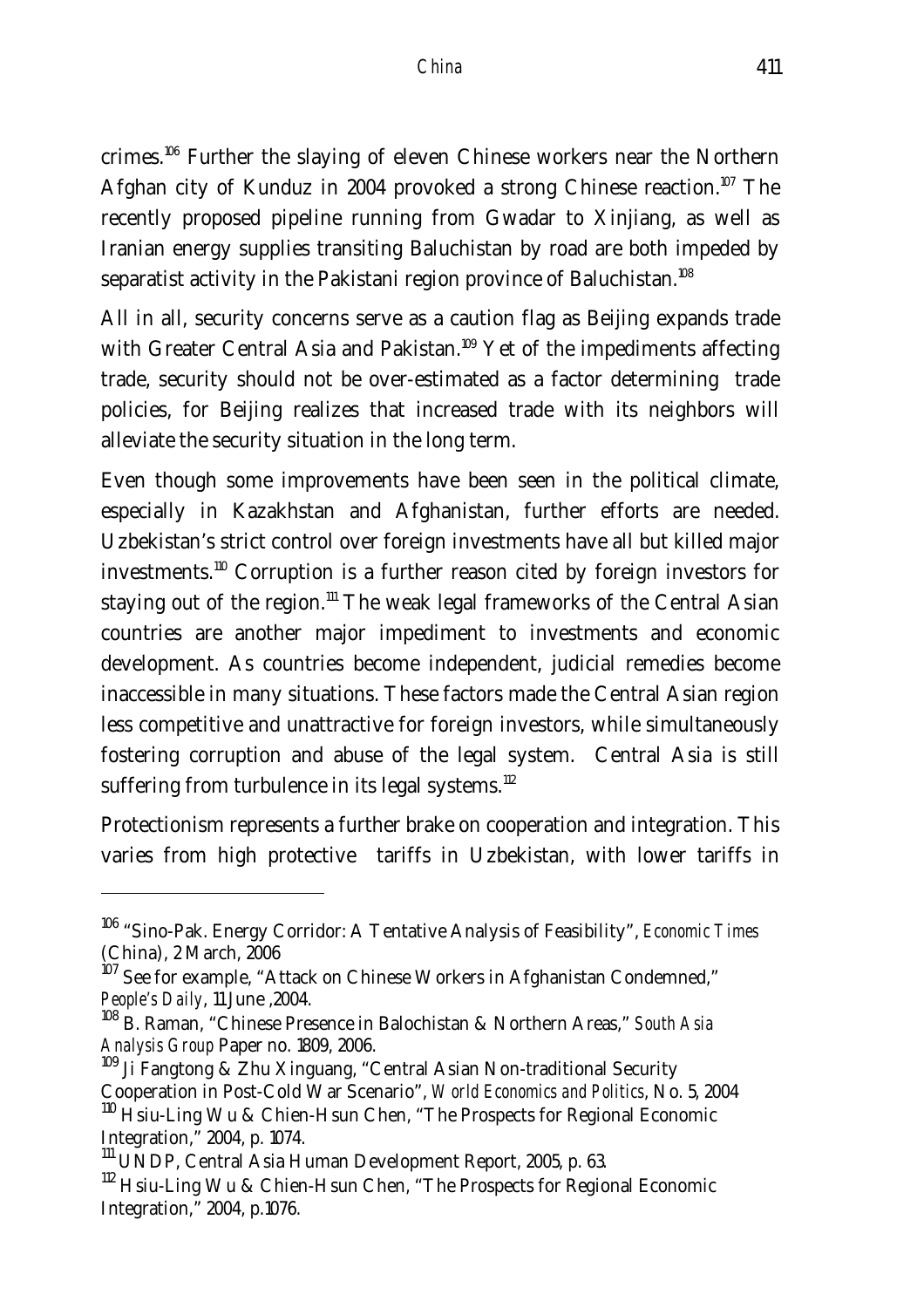crimes.[106] Further the slaying of eleven Chinese workers near the Northern Afghan city of Kunduz in 2004 provoked a strong Chinese reaction.[107] The recently proposed pipeline running from Gwadar to Xinjiang, as well as Iranian energy supplies transiting Baluchistan by road are both impeded by separatist activity in the Pakistani region province of Baluchistan.[108]

All in all, security concerns serve as a caution flag as Beijing expands trade with Greater Central Asia and Pakistan.[109] Yet of the impediments affecting trade, security should not be over-estimated as a factor determining trade policies, for Beijing realizes that increased trade with its neighbors will alleviate the security situation in the long term.

Even though some improvements have been seen in the political climate, especially in Kazakhstan and Afghanistan, further efforts are needed. Uzbekistan's strict control over foreign investments have all but killed major investments.[110] Corruption is a further reason cited by foreign investors for staying out of the region.[111] The weak legal frameworks of the Central Asian countries are another major impediment to investments and economic development. As countries become independent, judicial remedies become inaccessible in many situations. These factors made the Central Asian region less competitive and unattractive for foreign investors, while simultaneously fostering corruption and abuse of the legal system. Central Asia is still suffering from turbulence in its legal systems.[112]

Protectionism represents a further brake on cooperation and integration. This varies from high protective tariffs in Uzbekistan, with lower tariffs in

---

[106] "Sino-Pak. Energy Corridor: A Tentative Analysis of Feasibility", *Economic Times* (China), 2 March, 2006

[107] See for example, "Attack on Chinese Workers in Afghanistan Condemned," *People's Daily*, 11 June ,2004.

[108] B. Raman, "Chinese Presence in Balochistan & Northern Areas," *South Asia Analysis Group* Paper no. 1809, 2006.

[109] Ji Fangtong & Zhu Xinguang, "Central Asian Non-traditional Security Cooperation in Post-Cold War Scenario", *World Economics and Politics*, No. 5, 2004

[110] Hsiu-Ling Wu & Chien-Hsun Chen, "The Prospects for Regional Economic Integration," 2004, p. 1074.

[111] UNDP, Central Asia Human Development Report, 2005, p. 63.

[112] Hsiu-Ling Wu & Chien-Hsun Chen, "The Prospects for Regional Economic Integration," 2004, p.1076.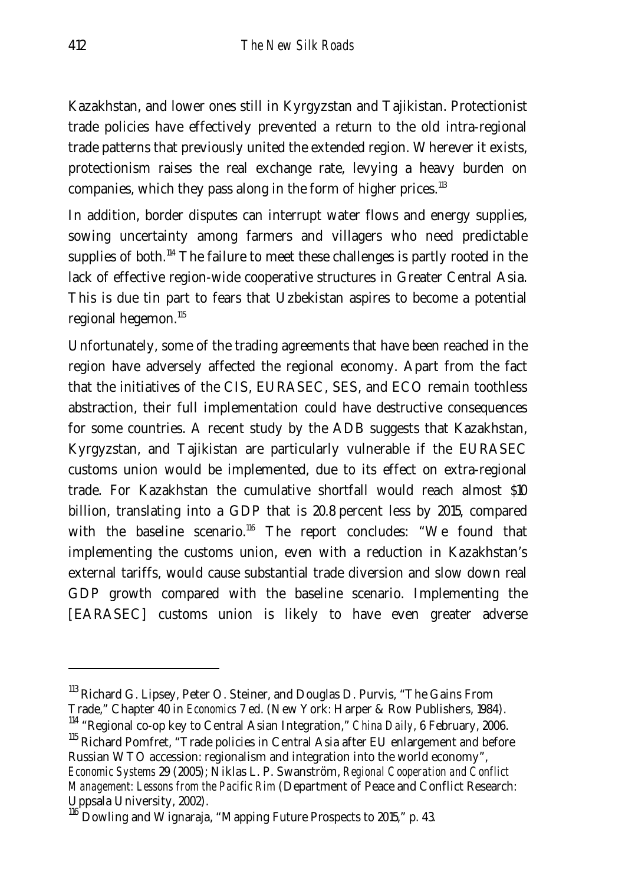Kazakhstan, and lower ones still in Kyrgyzstan and Tajikistan. Protectionist trade policies have effectively prevented a return to the old intra-regional trade patterns that previously united the extended region. Wherever it exists, protectionism raises the real exchange rate, levying a heavy burden on companies, which they pass along in the form of higher prices.[113]

In addition, border disputes can interrupt water flows and energy supplies, sowing uncertainty among farmers and villagers who need predictable supplies of both.[114] The failure to meet these challenges is partly rooted in the lack of effective region-wide cooperative structures in Greater Central Asia. This is due tin part to fears that Uzbekistan aspires to become a potential regional hegemon.[115]

Unfortunately, some of the trading agreements that have been reached in the region have adversely affected the regional economy. Apart from the fact that the initiatives of the CIS, EURASEC, SES, and ECO remain toothless abstraction, their full implementation could have destructive consequences for some countries. A recent study by the ADB suggests that Kazakhstan, Kyrgyzstan, and Tajikistan are particularly vulnerable if the EURASEC customs union would be implemented, due to its effect on extra-regional trade. For Kazakhstan the cumulative shortfall would reach almost $10 billion, translating into a GDP that is 20.8 percent less by 2015, compared with the baseline scenario.[116] The report concludes: "We found that implementing the customs union, even with a reduction in Kazakhstan's external tariffs, would cause substantial trade diversion and slow down real GDP growth compared with the baseline scenario. Implementing the [EARASEC] customs union is likely to have even greater adverse

---

[113] Richard G. Lipsey, Peter O. Steiner, and Douglas D. Purvis, "The Gains From Trade," Chapter 40 in *Economics* 7 ed. (New York: Harper & Row Publishers, 1984).

[114] "Regional co-op key to Central Asian Integration," *China Daily*, 6 February, 2006.

[115] Richard Pomfret, "Trade policies in Central Asia after EU enlargement and before Russian WTO accession: regionalism and integration into the world economy", *Economic Systems* 29 (2005); Niklas L. P. Swanström, *Regional Cooperation and Conflict Management: Lessons from the Pacific Rim* (Department of Peace and Conflict Research: Uppsala University, 2002).

[116] Dowling and Wignaraja, "Mapping Future Prospects to 2015," p. 43.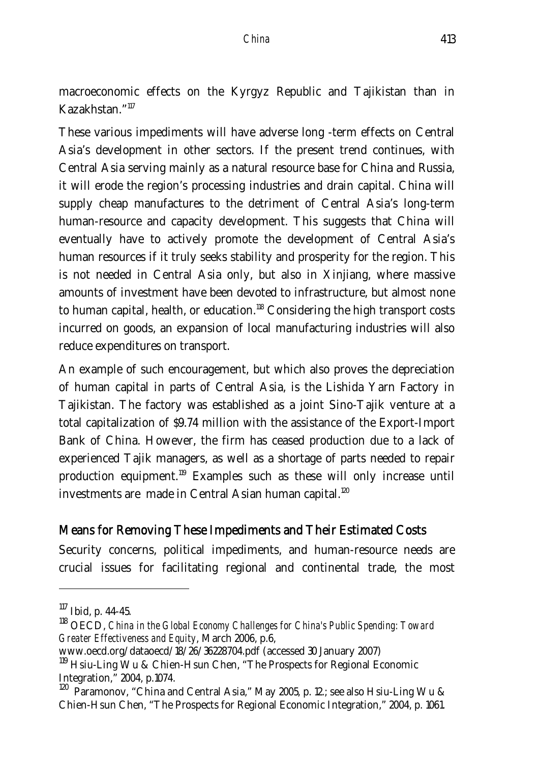macroeconomic effects on the Kyrgyz Republic and Tajikistan than in Kazakhstan."[117]

These various impediments will have adverse long -term effects on Central Asia's development in other sectors. If the present trend continues, with Central Asia serving mainly as a natural resource base for China and Russia, it will erode the region's processing industries and drain capital. China will supply cheap manufactures to the detriment of Central Asia's long-term human-resource and capacity development. This suggests that China will eventually have to actively promote the development of Central Asia's human resources if it truly seeks stability and prosperity for the region. This is not needed in Central Asia only, but also in Xinjiang, where massive amounts of investment have been devoted to infrastructure, but almost none to human capital, health, or education.[118] Considering the high transport costs incurred on goods, an expansion of local manufacturing industries will also reduce expenditures on transport.

An example of such encouragement, but which also proves the depreciation of human capital in parts of Central Asia, is the Lishida Yarn Factory in Tajikistan. The factory was established as a joint Sino-Tajik venture at a total capitalization of $9.74 million with the assistance of the Export-Import Bank of China. However, the firm has ceased production due to a lack of experienced Tajik managers, as well as a shortage of parts needed to repair production equipment.[119] Examples such as these will only increase until investments are made in Central Asian human capital.[120]

## Means for Removing These Impediments and Their Estimated Costs

Security concerns, political impediments, and human-resource needs are crucial issues for facilitating regional and continental trade, the most

---

[117] Ibid, p. 44-45.

[118] OECD, *China in the Global Economy Challenges for China's Public Spending: Toward Greater Effectiveness and Equity*, March 2006, p.6, www.oecd.org/dataoecd/18/26/36228704.pdf (accessed 30 January 2007)

[119] Hsiu-Ling Wu & Chien-Hsun Chen, "The Prospects for Regional Economic Integration," 2004, p.1074.

[120] Paramonov, "China and Central Asia," May 2005, p. 12.; see also Hsiu-Ling Wu & Chien-Hsun Chen, "The Prospects for Regional Economic Integration," 2004, p. 1061.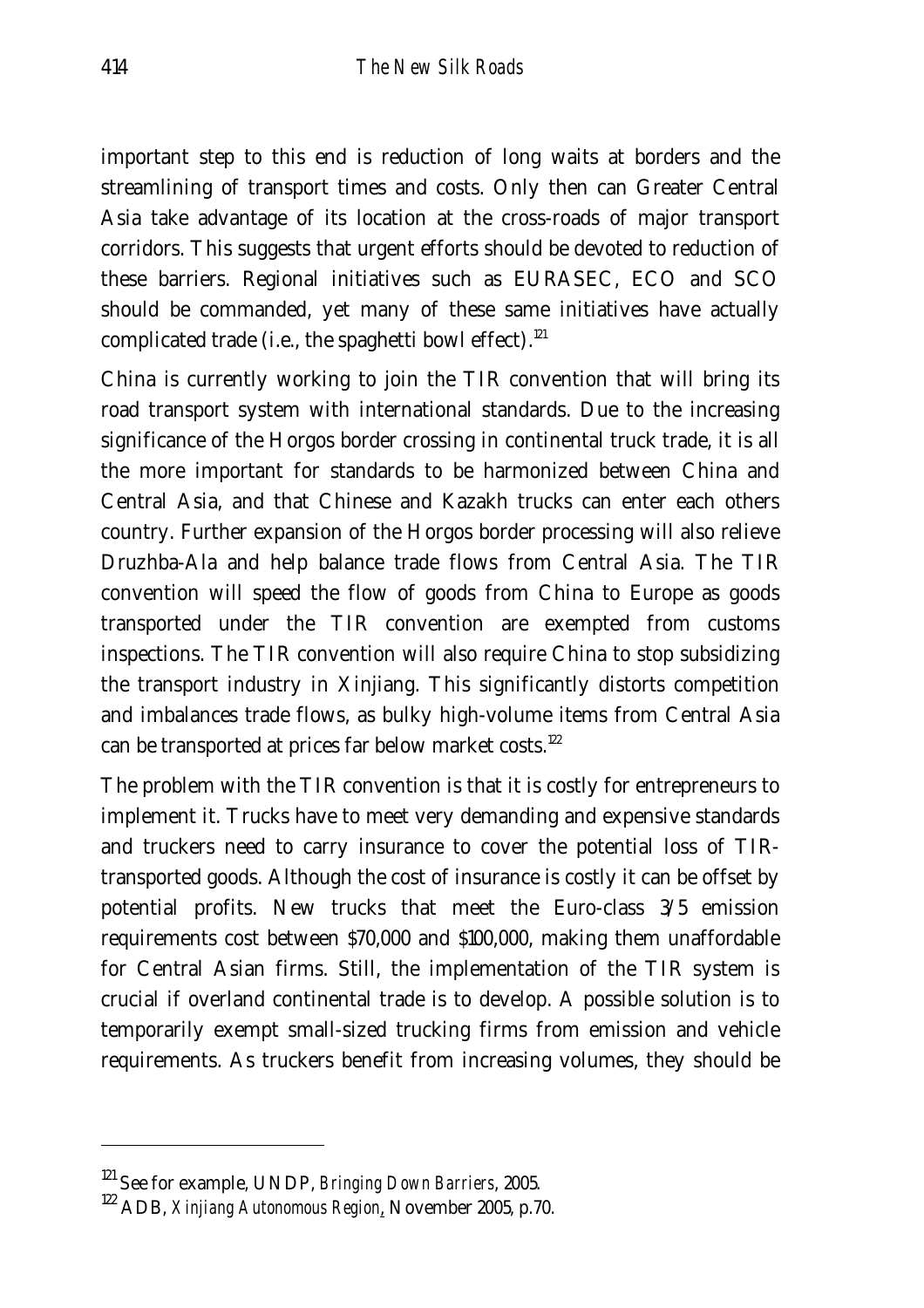important step to this end is reduction of long waits at borders and the streamlining of transport times and costs. Only then can Greater Central Asia take advantage of its location at the cross-roads of major transport corridors. This suggests that urgent efforts should be devoted to reduction of these barriers. Regional initiatives such as EURASEC, ECO and SCO should be commanded, yet many of these same initiatives have actually complicated trade (i.e., the spaghetti bowl effect).[121]

China is currently working to join the TIR convention that will bring its road transport system with international standards. Due to the increasing significance of the Horgos border crossing in continental truck trade, it is all the more important for standards to be harmonized between China and Central Asia, and that Chinese and Kazakh trucks can enter each others country. Further expansion of the Horgos border processing will also relieve Druzhba-Ala and help balance trade flows from Central Asia. The TIR convention will speed the flow of goods from China to Europe as goods transported under the TIR convention are exempted from customs inspections. The TIR convention will also require China to stop subsidizing the transport industry in Xinjiang. This significantly distorts competition and imbalances trade flows, as bulky high-volume items from Central Asia can be transported at prices far below market costs.[122]

The problem with the TIR convention is that it is costly for entrepreneurs to implement it. Trucks have to meet very demanding and expensive standards and truckers need to carry insurance to cover the potential loss of TIR-transported goods. Although the cost of insurance is costly it can be offset by potential profits. New trucks that meet the Euro-class 3/5 emission requirements cost between $70,000 and $100,000, making them unaffordable for Central Asian firms. Still, the implementation of the TIR system is crucial if overland continental trade is to develop. A possible solution is to temporarily exempt small-sized trucking firms from emission and vehicle requirements. As truckers benefit from increasing volumes, they should be

---

[121] See for example, UNDP, *Bringing Down Barriers*, 2005.

[122] ADB, *Xinjiang Autonomous Region*, November 2005, p.70.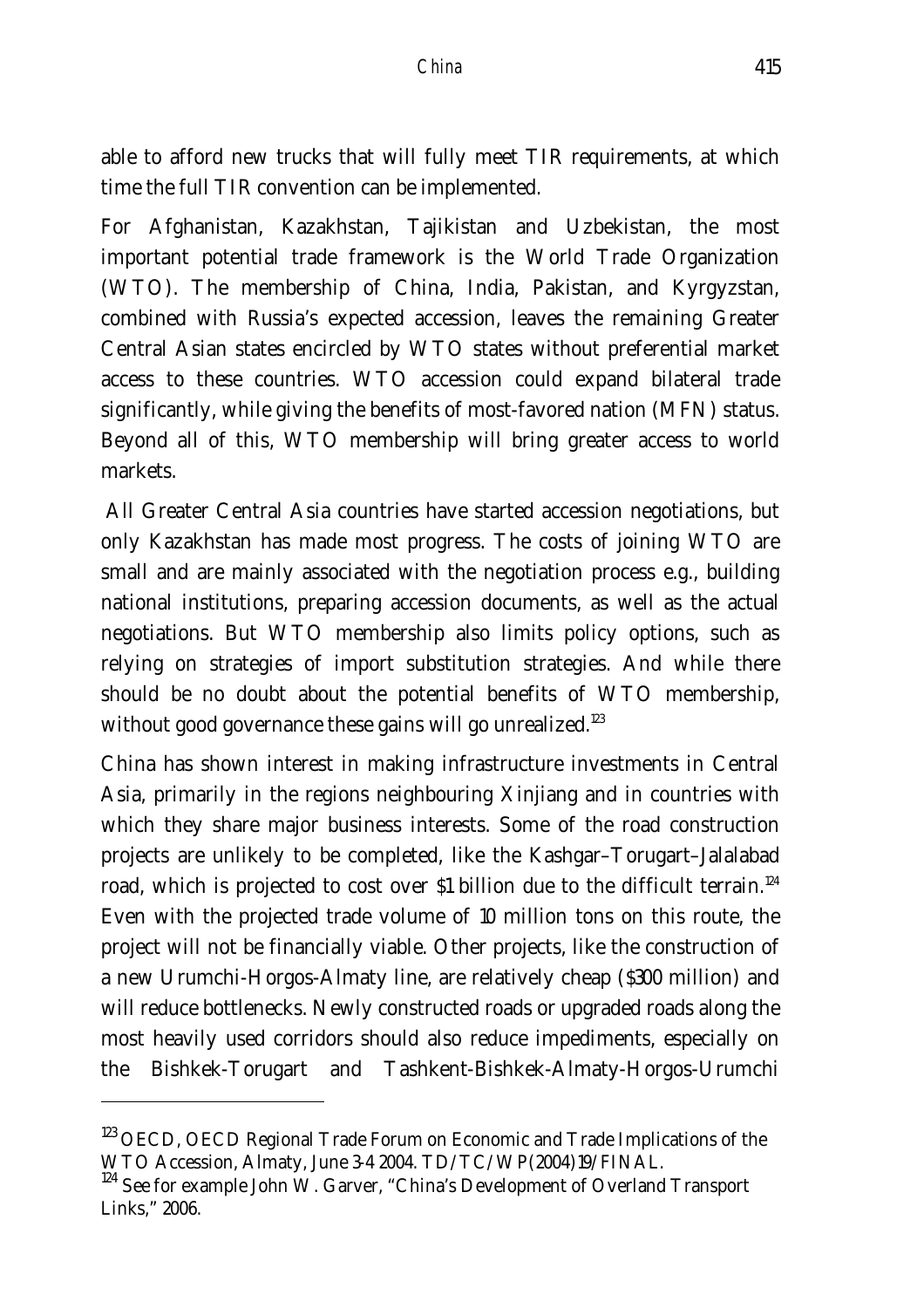able to afford new trucks that will fully meet TIR requirements, at which time the full TIR convention can be implemented.

For Afghanistan, Kazakhstan, Tajikistan and Uzbekistan, the most important potential trade framework is the World Trade Organization (WTO). The membership of China, India, Pakistan, and Kyrgyzstan, combined with Russia's expected accession, leaves the remaining Greater Central Asian states encircled by WTO states without preferential market access to these countries. WTO accession could expand bilateral trade significantly, while giving the benefits of most-favored nation (MFN) status. Beyond all of this, WTO membership will bring greater access to world markets.

All Greater Central Asia countries have started accession negotiations, but only Kazakhstan has made most progress. The costs of joining WTO are small and are mainly associated with the negotiation process e.g., building national institutions, preparing accession documents, as well as the actual negotiations. But WTO membership also limits policy options, such as relying on strategies of import substitution strategies. And while there should be no doubt about the potential benefits of WTO membership, without good governance these gains will go unrealized.[123]

China has shown interest in making infrastructure investments in Central Asia, primarily in the regions neighbouring Xinjiang and in countries with which they share major business interests. Some of the road construction projects are unlikely to be completed, like the Kashgar–Torugart–Jalalabad road, which is projected to cost over $1 billion due to the difficult terrain.[124] Even with the projected trade volume of 10 million tons on this route, the project will not be financially viable. Other projects, like the construction of a new Urumchi-Horgos-Almaty line, are relatively cheap ($300 million) and will reduce bottlenecks. Newly constructed roads or upgraded roads along the most heavily used corridors should also reduce impediments, especially on the Bishkek-Torugart and Tashkent-Bishkek-Almaty-Horgos-Urumchi

---

[123] OECD, OECD Regional Trade Forum on Economic and Trade Implications of the WTO Accession, Almaty, June 3-4 2004. TD/TC/WP(2004)19/FINAL.

[124] See for example John W. Garver, "China's Development of Overland Transport Links," 2006.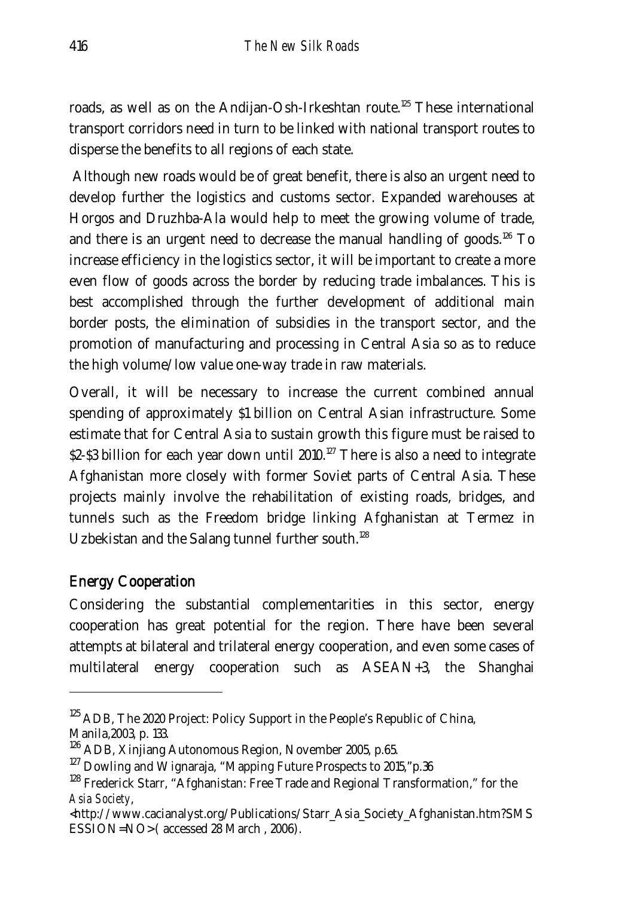roads, as well as on the Andijan-Osh-Irkeshtan route.[125] These international transport corridors need in turn to be linked with national transport routes to disperse the benefits to all regions of each state.

Although new roads would be of great benefit, there is also an urgent need to develop further the logistics and customs sector. Expanded warehouses at Horgos and Druzhba-Ala would help to meet the growing volume of trade, and there is an urgent need to decrease the manual handling of goods.[126] To increase efficiency in the logistics sector, it will be important to create a more even flow of goods across the border by reducing trade imbalances. This is best accomplished through the further development of additional main border posts, the elimination of subsidies in the transport sector, and the promotion of manufacturing and processing in Central Asia so as to reduce the high volume/low value one-way trade in raw materials.

Overall, it will be necessary to increase the current combined annual spending of approximately $1 billion on Central Asian infrastructure. Some estimate that for Central Asia to sustain growth this figure must be raised to $2-$3 billion for each year down until 2010.[127] There is also a need to integrate Afghanistan more closely with former Soviet parts of Central Asia. These projects mainly involve the rehabilitation of existing roads, bridges, and tunnels such as the Freedom bridge linking Afghanistan at Termez in Uzbekistan and the Salang tunnel further south.[128]

## Energy Cooperation

Considering the substantial complementarities in this sector, energy cooperation has great potential for the region. There have been several attempts at bilateral and trilateral energy cooperation, and even some cases of multilateral energy cooperation such as ASEAN+3, the Shanghai

---

[125] ADB, The 2020 Project: Policy Support in the People's Republic of China, Manila,2003, p. 133.

[126] ADB, Xinjiang Autonomous Region, November 2005, p.65.

[127] Dowling and Wignaraja, "Mapping Future Prospects to 2015,"p.36

[128] Frederick Starr, "Afghanistan: Free Trade and Regional Transformation," for the *Asia Society*, <http://www.cacianalyst.org/Publications/Starr_Asia_Society_Afghanistan.htm?SMSESSION=NO> ( accessed 28 March , 2006).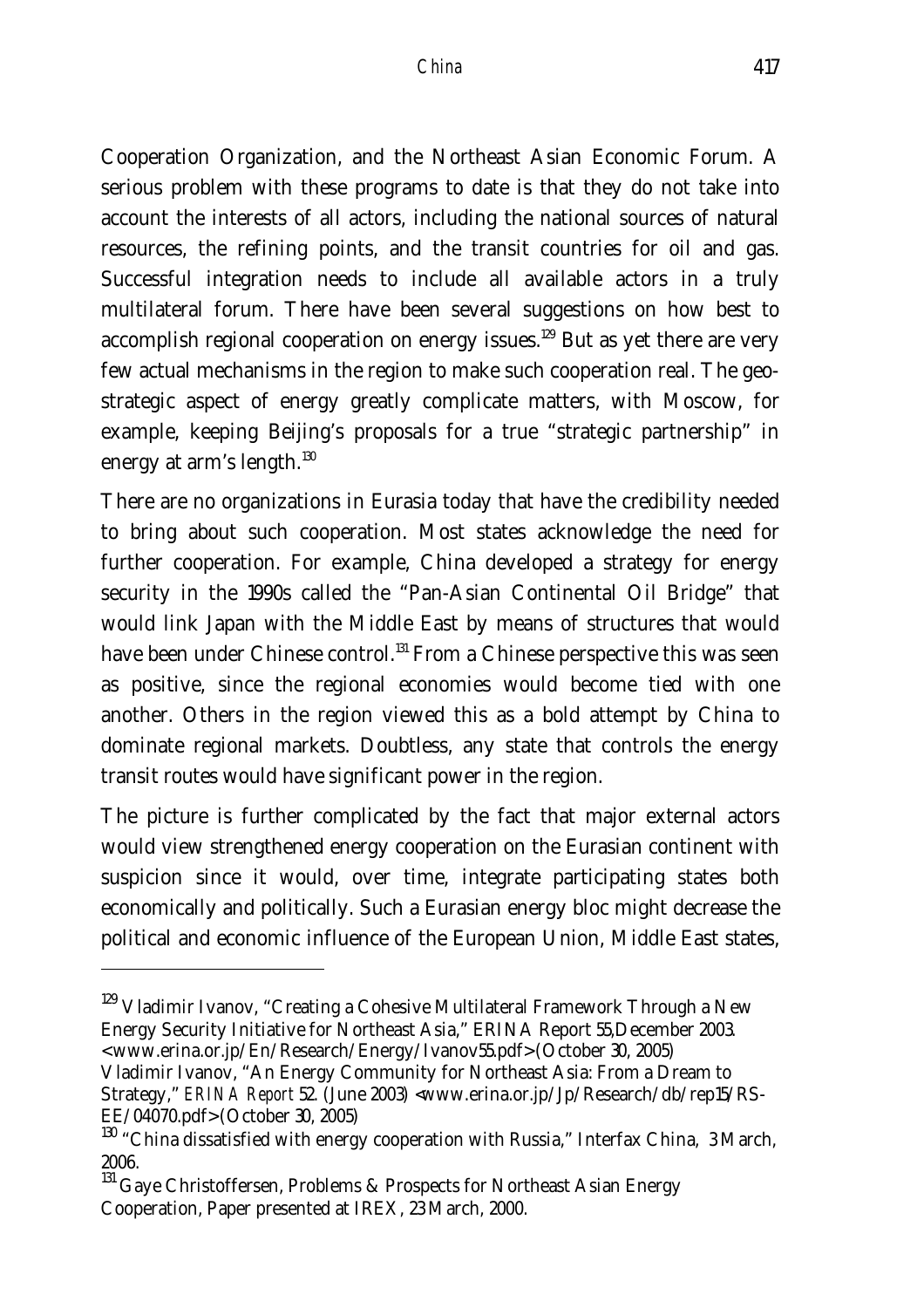Cooperation Organization, and the Northeast Asian Economic Forum. A serious problem with these programs to date is that they do not take into account the interests of all actors, including the national sources of natural resources, the refining points, and the transit countries for oil and gas. Successful integration needs to include all available actors in a truly multilateral forum. There have been several suggestions on how best to accomplish regional cooperation on energy issues.[129] But as yet there are very few actual mechanisms in the region to make such cooperation real. The geo-strategic aspect of energy greatly complicate matters, with Moscow, for example, keeping Beijing's proposals for a true "strategic partnership" in energy at arm's length.[130]

There are no organizations in Eurasia today that have the credibility needed to bring about such cooperation. Most states acknowledge the need for further cooperation. For example, China developed a strategy for energy security in the 1990s called the "Pan-Asian Continental Oil Bridge" that would link Japan with the Middle East by means of structures that would have been under Chinese control.[131] From a Chinese perspective this was seen as positive, since the regional economies would become tied with one another. Others in the region viewed this as a bold attempt by China to dominate regional markets. Doubtless, any state that controls the energy transit routes would have significant power in the region.

The picture is further complicated by the fact that major external actors would view strengthened energy cooperation on the Eurasian continent with suspicion since it would, over time, integrate participating states both economically and politically. Such a Eurasian energy bloc might decrease the political and economic influence of the European Union, Middle East states,

---

[129] Vladimir Ivanov, "Creating a Cohesive Multilateral Framework Through a New Energy Security Initiative for Northeast Asia," ERINA Report 55,December 2003. <www.erina.or.jp/En/Research/Energy/Ivanov55.pdf> (October 30, 2005) Vladimir Ivanov, "An Energy Community for Northeast Asia: From a Dream to Strategy," *ERINA Report* 52. (June 2003) <www.erina.or.jp/Jp/Research/db/rep15/RS-EE/04070.pdf> (October 30, 2005)

[130] "China dissatisfied with energy cooperation with Russia," Interfax China, 3 March, 2006.

[131] Gaye Christoffersen, Problems & Prospects for Northeast Asian Energy Cooperation, Paper presented at IREX, 23 March, 2000.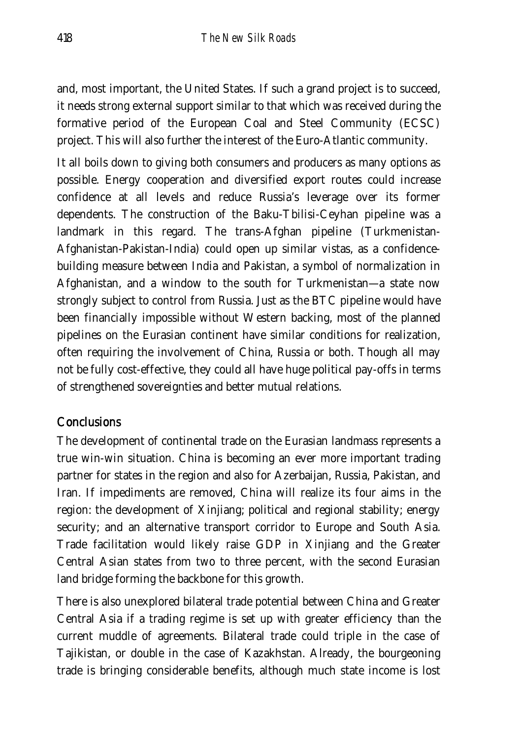and, most important, the United States. If such a grand project is to succeed, it needs strong external support similar to that which was received during the formative period of the European Coal and Steel Community (ECSC) project. This will also further the interest of the Euro-Atlantic community.

It all boils down to giving both consumers and producers as many options as possible. Energy cooperation and diversified export routes could increase confidence at all levels and reduce Russia's leverage over its former dependents. The construction of the Baku-Tbilisi-Ceyhan pipeline was a landmark in this regard. The trans-Afghan pipeline (Turkmenistan-Afghanistan-Pakistan-India) could open up similar vistas, as a confidence-building measure between India and Pakistan, a symbol of normalization in Afghanistan, and a window to the south for Turkmenistan—a state now strongly subject to control from Russia. Just as the BTC pipeline would have been financially impossible without Western backing, most of the planned pipelines on the Eurasian continent have similar conditions for realization, often requiring the involvement of China, Russia or both. Though all may not be fully cost-effective, they could all have huge political pay-offs in terms of strengthened sovereignties and better mutual relations.

## Conclusions

The development of continental trade on the Eurasian landmass represents a true win-win situation. China is becoming an ever more important trading partner for states in the region and also for Azerbaijan, Russia, Pakistan, and Iran. If impediments are removed, China will realize its four aims in the region: the development of Xinjiang; political and regional stability; energy security; and an alternative transport corridor to Europe and South Asia. Trade facilitation would likely raise GDP in Xinjiang and the Greater Central Asian states from two to three percent, with the second Eurasian land bridge forming the backbone for this growth.

There is also unexplored bilateral trade potential between China and Greater Central Asia if a trading regime is set up with greater efficiency than the current muddle of agreements. Bilateral trade could triple in the case of Tajikistan, or double in the case of Kazakhstan. Already, the bourgeoning trade is bringing considerable benefits, although much state income is lost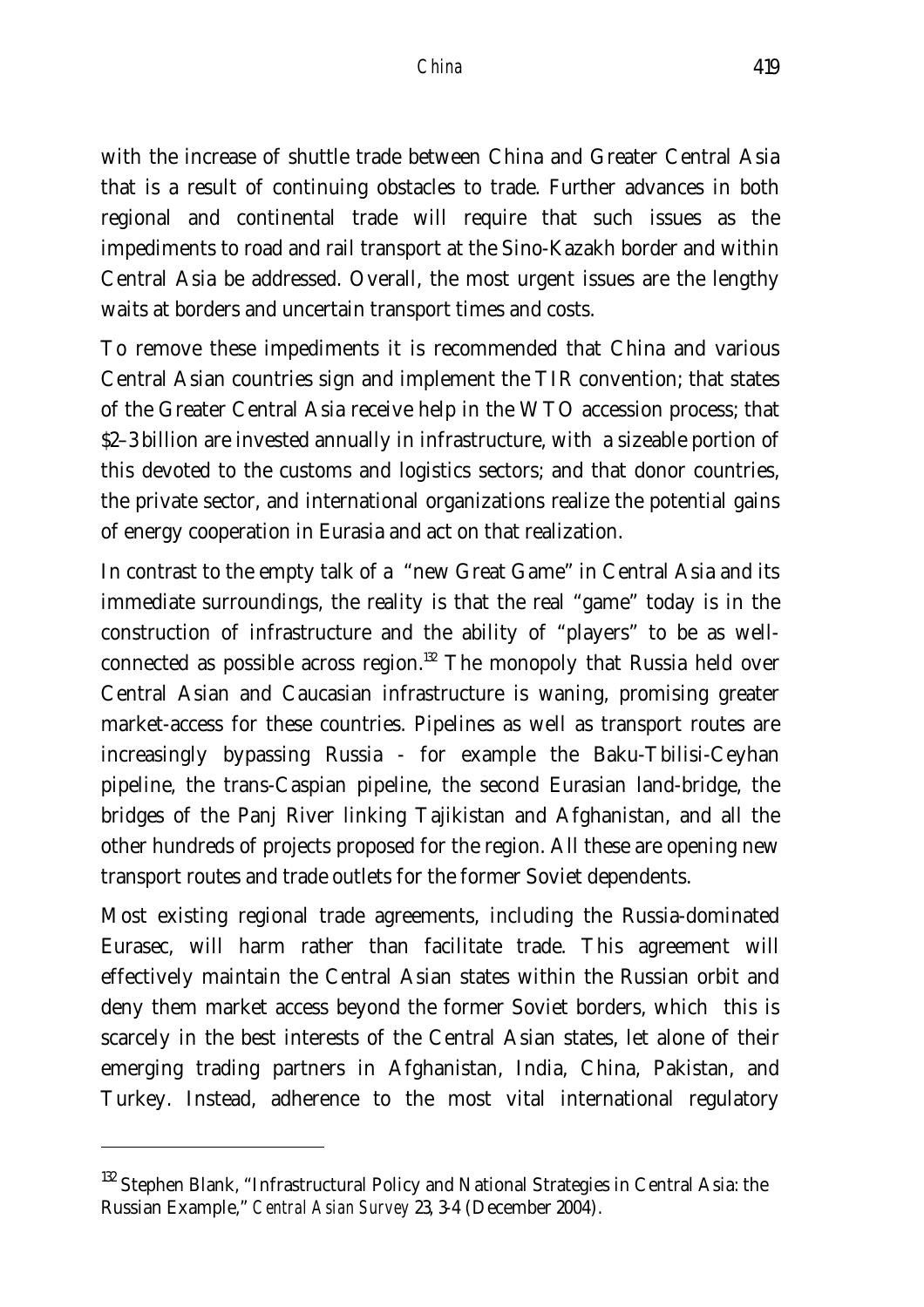with the increase of shuttle trade between China and Greater Central Asia that is a result of continuing obstacles to trade. Further advances in both regional and continental trade will require that such issues as the impediments to road and rail transport at the Sino-Kazakh border and within Central Asia be addressed. Overall, the most urgent issues are the lengthy waits at borders and uncertain transport times and costs.

To remove these impediments it is recommended that China and various Central Asian countries sign and implement the TIR convention; that states of the Greater Central Asia receive help in the WTO accession process; that $2–3 billion are invested annually in infrastructure, with a sizeable portion of this devoted to the customs and logistics sectors; and that donor countries, the private sector, and international organizations realize the potential gains of energy cooperation in Eurasia and act on that realization.

In contrast to the empty talk of a "new Great Game" in Central Asia and its immediate surroundings, the reality is that the real "game" today is in the construction of infrastructure and the ability of "players" to be as well-connected as possible across region.[132] The monopoly that Russia held over Central Asian and Caucasian infrastructure is waning, promising greater market-access for these countries. Pipelines as well as transport routes are increasingly bypassing Russia - for example the Baku-Tbilisi-Ceyhan pipeline, the trans-Caspian pipeline, the second Eurasian land-bridge, the bridges of the Panj River linking Tajikistan and Afghanistan, and all the other hundreds of projects proposed for the region. All these are opening new transport routes and trade outlets for the former Soviet dependents.

Most existing regional trade agreements, including the Russia-dominated Eurasec, will harm rather than facilitate trade. This agreement will effectively maintain the Central Asian states within the Russian orbit and deny them market access beyond the former Soviet borders, which this is scarcely in the best interests of the Central Asian states, let alone of their emerging trading partners in Afghanistan, India, China, Pakistan, and Turkey. Instead, adherence to the most vital international regulatory

---

[132] Stephen Blank, "Infrastructural Policy and National Strategies in Central Asia: the Russian Example," *Central Asian Survey* 23, 3-4 (December 2004).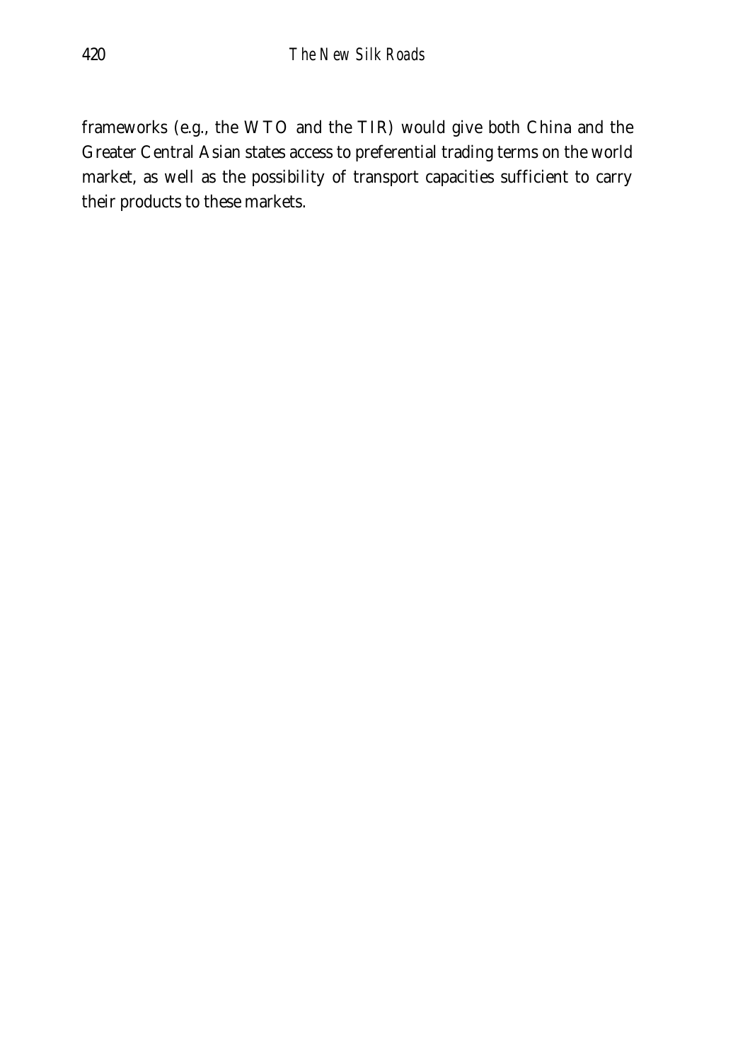frameworks (e.g., the WTO and the TIR) would give both China and the Greater Central Asian states access to preferential trading terms on the world market, as well as the possibility of transport capacities sufficient to carry their products to these markets.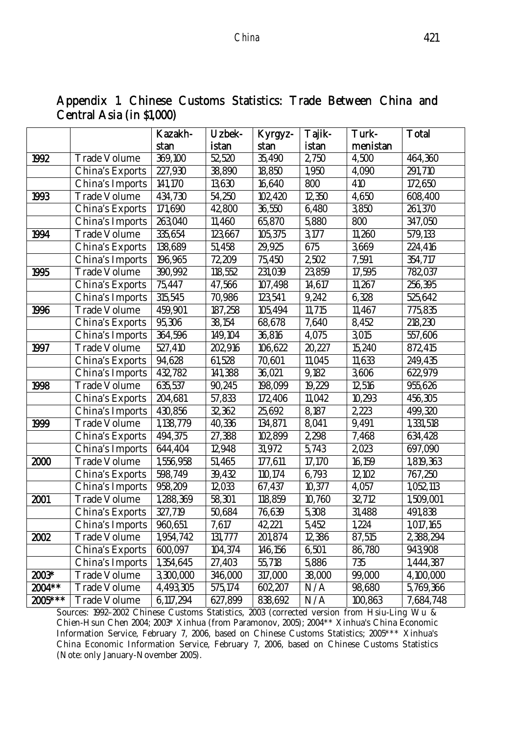## Appendix 1. Chinese Customs Statistics: Trade Between China and Central Asia (in $1,000)

| | | Kazakh-stan | Uzbek-istan | Kyrgyz-stan | Tajik-istan | Turk-menistan | Total |
|---|---|---|---|---|---|---|---|
| 1992 | Trade Volume | 369,100 | 52,520 | 35,490 | 2,750 | 4,500 | 464,360 |
| | China's Exports | 227,930 | 38,890 | 18,850 | 1,950 | 4,090 | 291,710 |
| | China's Imports | 141,170 | 13,630 | 16,640 | 800 | 410 | 172,650 |
| 1993 | Trade Volume | 434,730 | 54,250 | 102,420 | 12,350 | 4,650 | 608,400 |
| | China's Exports | 171,690 | 42,800 | 36,550 | 6,480 | 3,850 | 261,370 |
| | China's Imports | 263,040 | 11,460 | 65,870 | 5,880 | 800 | 347,050 |
| 1994 | Trade Volume | 335,654 | 123,667 | 105,375 | 3,177 | 11,260 | 579,133 |
| | China's Exports | 138,689 | 51,458 | 29,925 | 675 | 3,669 | 224,416 |
| | China's Imports | 196,965 | 72,209 | 75,450 | 2,502 | 7,591 | 354,717 |
| 1995 | Trade Volume | 390,992 | 118,552 | 231,039 | 23,859 | 17,595 | 782,037 |
| | China's Exports | 75,447 | 47,566 | 107,498 | 14,617 | 11,267 | 256,395 |
| | China's Imports | 315,545 | 70,986 | 123,541 | 9,242 | 6,328 | 525,642 |
| 1996 | Trade Volume | 459,901 | 187,258 | 105,494 | 11,715 | 11,467 | 775,835 |
| | China's Exports | 95,306 | 38,154 | 68,678 | 7,640 | 8,452 | 218,230 |
| | China's Imports | 364,596 | 149,104 | 36,816 | 4,075 | 3,015 | 557,606 |
| 1997 | Trade Volume | 527,410 | 202,916 | 106,622 | 20,227 | 15,240 | 872,415 |
| | China's Exports | 94,628 | 61,528 | 70,601 | 11,045 | 11,633 | 249,435 |
| | China's Imports | 432,782 | 141,388 | 36,021 | 9,182 | 3,606 | 622,979 |
| 1998 | Trade Volume | 635,537 | 90,245 | 198,099 | 19,229 | 12,516 | 955,626 |
| | China's Exports | 204,681 | 57,833 | 172,406 | 11,042 | 10,293 | 456,305 |
| | China's Imports | 430,856 | 32,362 | 25,692 | 8,187 | 2,223 | 499,320 |
| 1999 | Trade Volume | 1,138,779 | 40,336 | 134,871 | 8,041 | 9,491 | 1,331,518 |
| | China's Exports | 494,375 | 27,388 | 102,899 | 2,298 | 7,468 | 634,428 |
| | China's Imports | 644,404 | 12,948 | 31,972 | 5,743 | 2,023 | 697,090 |
| 2000 | Trade Volume | 1,556,958 | 51,465 | 177,611 | 17,170 | 16,159 | 1,819,363 |
| | China's Exports | 598,749 | 39,432 | 110,174 | 6,793 | 12,102 | 767,250 |
| | China's Imports | 958,209 | 12,033 | 67,437 | 10,377 | 4,057 | 1,052,113 |
| 2001 | Trade Volume | 1,288,369 | 58,301 | 118,859 | 10,760 | 32,712 | 1,509,001 |
| | China's Exports | 327,719 | 50,684 | 76,639 | 5,308 | 31,488 | 491,838 |
| | China's Imports | 960,651 | 7,617 | 42,221 | 5,452 | 1,224 | 1,017,165 |
| 2002 | Trade Volume | 1,954,742 | 131,777 | 201,874 | 12,386 | 87,515 | 2,388,294 |
| | China's Exports | 600,097 | 104,374 | 146,156 | 6,501 | 86,780 | 943,908 |
| | China's Imports | 1,354,645 | 27,403 | 55,718 | 5,886 | 735 | 1,444,387 |
| 2003* | Trade Volume | 3,300,000 | 346,000 | 317,000 | 38,000 | 99,000 | 4,100,000 |
| 2004** | Trade Volume | 4,493,305 | 575,174 | 602,207 | N/A | 98,680 | 5,769,366 |
| 2005*** | Trade Volume | 6,117,294 | 627,899 | 838,692 | N/A | 100,863 | 7,684,748 |

Sources: 1992–2002 Chinese Customs Statistics, 2003 (corrected version from Hsiu-Ling Wu & Chien-Hsun Chen 2004; 2003* Xinhua (from Paramonov, 2005); 2004** Xinhua's China Economic Information Service, February 7, 2006, based on Chinese Customs Statistics; 2005*** Xinhua's China Economic Information Service, February 7, 2006, based on Chinese Customs Statistics (Note: only January-November 2005).